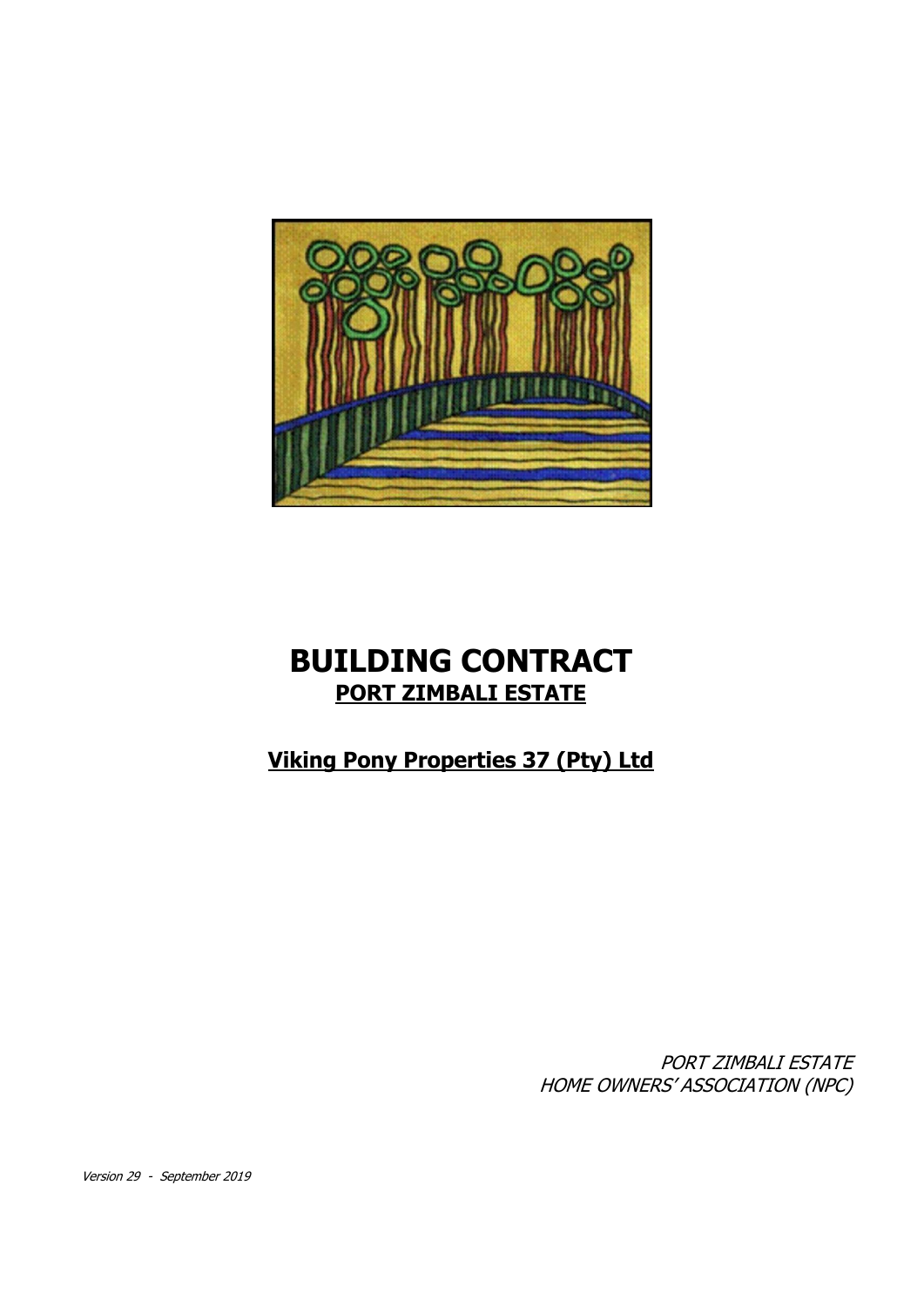# BUILDING CONTRACT

## PORT ZIMBALI ESTATE

**Viking Pony Properties 37 (Pty) Ltd**

*PORT ZIMBALI ESTATE*
*HOME OWNERS' ASSOCIATION (NPC)*

*Version 29 - September 2019*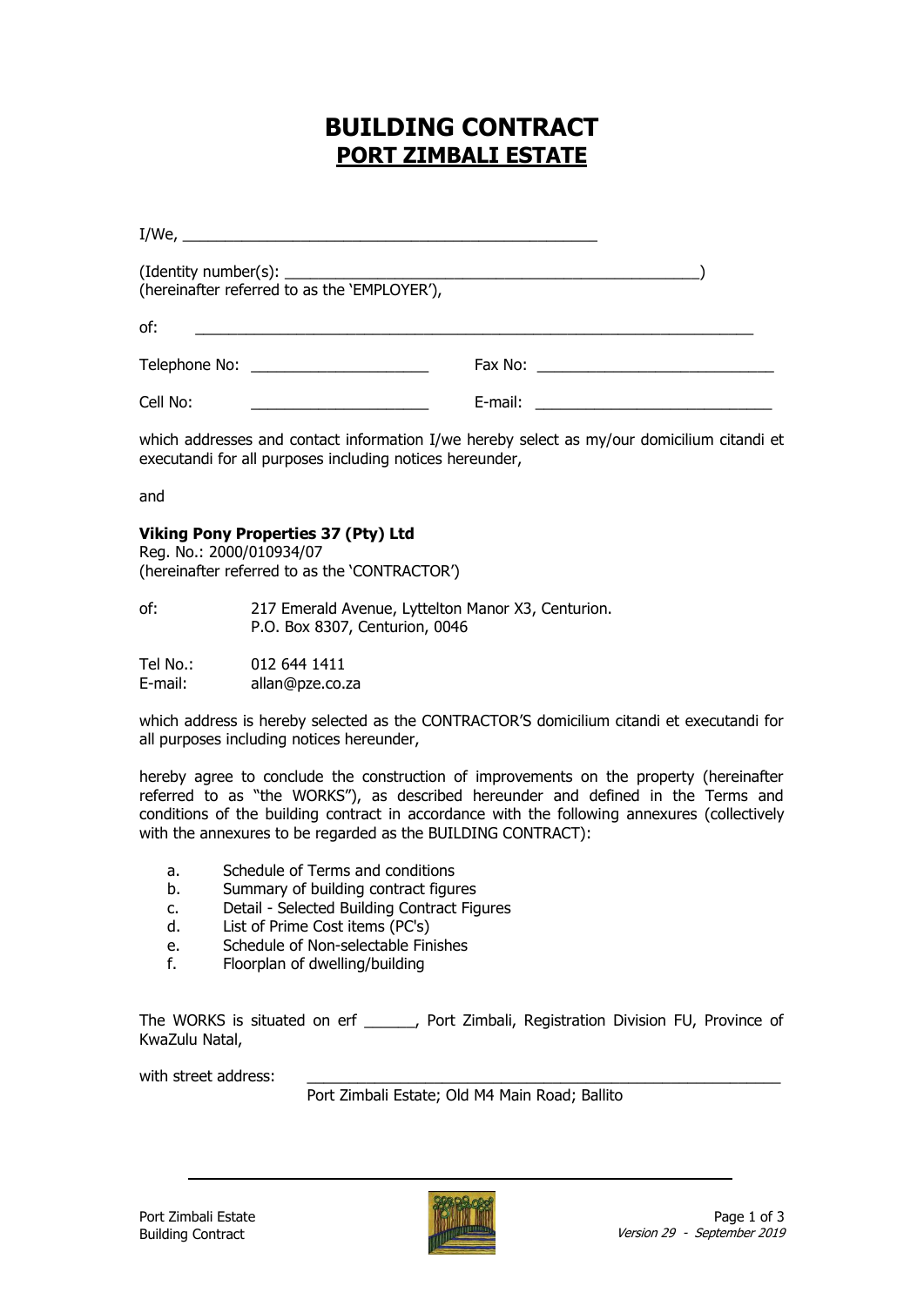# BUILDING CONTRACT
## PORT ZIMBALI ESTATE

I/We, ___________________________________________________

(Identity number(s): _____________________________________________________)
(hereinafter referred to as the 'EMPLOYER'),

of: _________________________________________________________________________

Telephone No: ______________________ Fax No: ______________________________

Cell No: ______________________ E-mail: ______________________________

which addresses and contact information I/we hereby select as my/our domicilium citandi et executandi for all purposes including notices hereunder,

and

**Viking Pony Properties 37 (Pty) Ltd**
Reg. No.: 2000/010934/07
(hereinafter referred to as the 'CONTRACTOR')

of: 217 Emerald Avenue, Lyttelton Manor X3, Centurion.
P.O. Box 8307, Centurion, 0046

Tel No.: 012 644 1411
E-mail: allan@pze.co.za

which address is hereby selected as the CONTRACTOR'S domicilium citandi et executandi for all purposes including notices hereunder,

hereby agree to conclude the construction of improvements on the property (hereinafter referred to as "the WORKS"), as described hereunder and defined in the Terms and conditions of the building contract in accordance with the following annexures (collectively with the annexures to be regarded as the BUILDING CONTRACT):

a. Schedule of Terms and conditions
b. Summary of building contract figures
c. Detail - Selected Building Contract Figures
d. List of Prime Cost items (PC's)
e. Schedule of Non-selectable Finishes
f. Floorplan of dwelling/building

The WORKS is situated on erf ______, Port Zimbali, Registration Division FU, Province of KwaZulu Natal,

with street address: ____________________________________________________________
Port Zimbali Estate; Old M4 Main Road; Ballito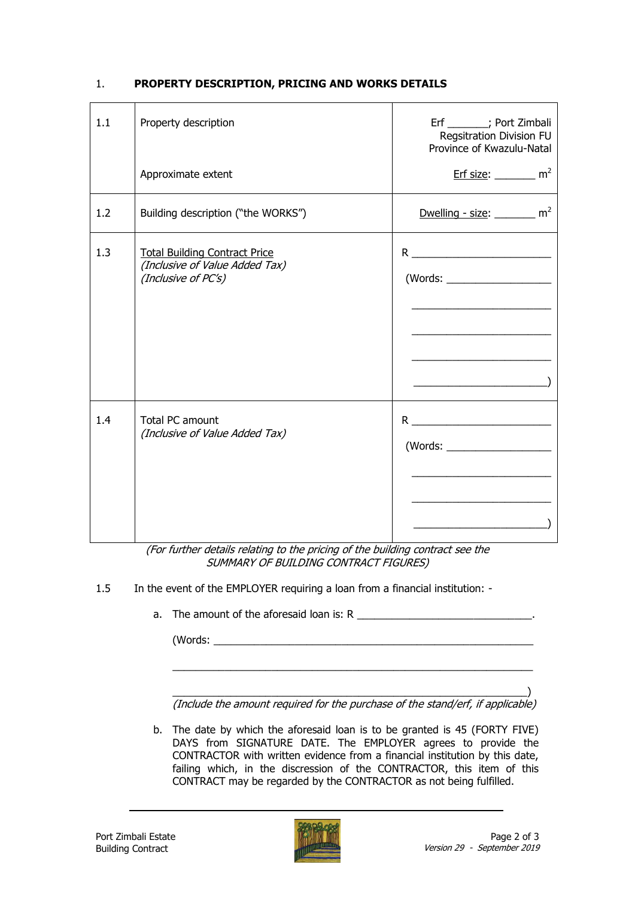## 1. PROPERTY DESCRIPTION, PRICING AND WORKS DETAILS

| | | |
|---|---|---|
| 1.1 | Property description<br><br>Approximate extent | Erf _______; Port Zimbali Regsitration Division FU Province of Kwazulu-Natal<br><br>Erf size: _______ $m^2$ |
| 1.2 | Building description ("the WORKS") | Dwelling - size: _______ $m^2$ |
| 1.3 | Total Building Contract Price<br>*(Inclusive of Value Added Tax)*<br>*(Inclusive of PC's)* | R ________________________<br>(Words: __________________<br>________________________<br>________________________<br>________________________<br>________________________) |
| 1.4 | Total PC amount<br>*(Inclusive of Value Added Tax)* | R ________________________<br>(Words: __________________<br>________________________<br>________________________<br>________________________) |

*(For further details relating to the pricing of the building contract see the SUMMARY OF BUILDING CONTRACT FIGURES)*

1.5 In the event of the EMPLOYER requiring a loan from a financial institution: -

a. The amount of the aforesaid loan is: R ______________________________.

(Words: ________________________________________________________

________________________________________________________________

________________________________________________________________)

*(Include the amount required for the purchase of the stand/erf, if applicable)*

b. The date by which the aforesaid loan is to be granted is 45 (FORTY FIVE) DAYS from SIGNATURE DATE. The EMPLOYER agrees to provide the CONTRACTOR with written evidence from a financial institution by this date, failing which, in the discression of the CONTRACTOR, this item of this CONTRACT may be regarded by the CONTRACTOR as not being fulfilled.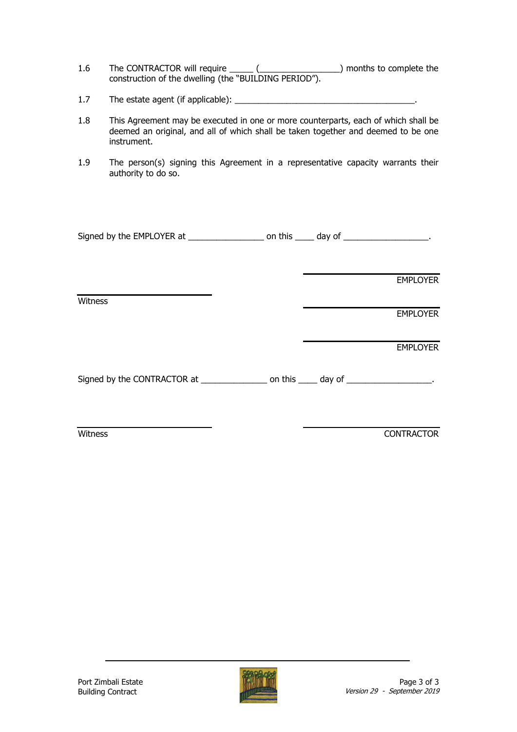1.6 The CONTRACTOR will require _____ (_________________) months to complete the construction of the dwelling (the "BUILDING PERIOD").

1.7 The estate agent (if applicable): _______________________________________.

1.8 This Agreement may be executed in one or more counterparts, each of which shall be deemed an original, and all of which shall be taken together and deemed to be one instrument.

1.9 The person(s) signing this Agreement in a representative capacity warrants their authority to do so.

Signed by the EMPLOYER at ________________ on this ____ day of __________________.

| | |
|---|---|
| | ______________________ EMPLOYER |
| ______________________ Witness | ______________________ EMPLOYER |
| | ______________________ EMPLOYER |

Signed by the CONTRACTOR at ______________ on this ____ day of __________________.

| | |
|---|---|
| ______________________ Witness | ______________________ CONTRACTOR |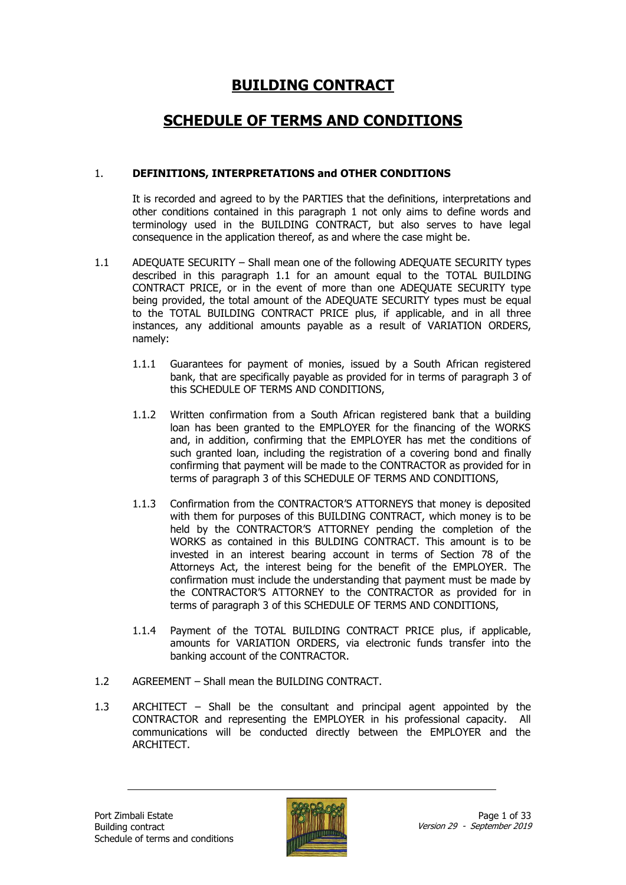# BUILDING CONTRACT

# SCHEDULE OF TERMS AND CONDITIONS

1. **DEFINITIONS, INTERPRETATIONS and OTHER CONDITIONS**

It is recorded and agreed to by the PARTIES that the definitions, interpretations and other conditions contained in this paragraph 1 not only aims to define words and terminology used in the BUILDING CONTRACT, but also serves to have legal consequence in the application thereof, as and where the case might be.

1.1 ADEQUATE SECURITY – Shall mean one of the following ADEQUATE SECURITY types described in this paragraph 1.1 for an amount equal to the TOTAL BUILDING CONTRACT PRICE, or in the event of more than one ADEQUATE SECURITY type being provided, the total amount of the ADEQUATE SECURITY types must be equal to the TOTAL BUILDING CONTRACT PRICE plus, if applicable, and in all three instances, any additional amounts payable as a result of VARIATION ORDERS, namely:

1.1.1 Guarantees for payment of monies, issued by a South African registered bank, that are specifically payable as provided for in terms of paragraph 3 of this SCHEDULE OF TERMS AND CONDITIONS,

1.1.2 Written confirmation from a South African registered bank that a building loan has been granted to the EMPLOYER for the financing of the WORKS and, in addition, confirming that the EMPLOYER has met the conditions of such granted loan, including the registration of a covering bond and finally confirming that payment will be made to the CONTRACTOR as provided for in terms of paragraph 3 of this SCHEDULE OF TERMS AND CONDITIONS,

1.1.3 Confirmation from the CONTRACTOR'S ATTORNEYS that money is deposited with them for purposes of this BUILDING CONTRACT, which money is to be held by the CONTRACTOR'S ATTORNEY pending the completion of the WORKS as contained in this BUILDING CONTRACT. This amount is to be invested in an interest bearing account in terms of Section 78 of the Attorneys Act, the interest being for the benefit of the EMPLOYER. The confirmation must include the understanding that payment must be made by the CONTRACTOR'S ATTORNEY to the CONTRACTOR as provided for in terms of paragraph 3 of this SCHEDULE OF TERMS AND CONDITIONS,

1.1.4 Payment of the TOTAL BUILDING CONTRACT PRICE plus, if applicable, amounts for VARIATION ORDERS, via electronic funds transfer into the banking account of the CONTRACTOR.

1.2 AGREEMENT – Shall mean the BUILDING CONTRACT.

1.3 ARCHITECT – Shall be the consultant and principal agent appointed by the CONTRACTOR and representing the EMPLOYER in his professional capacity. All communications will be conducted directly between the EMPLOYER and the ARCHITECT.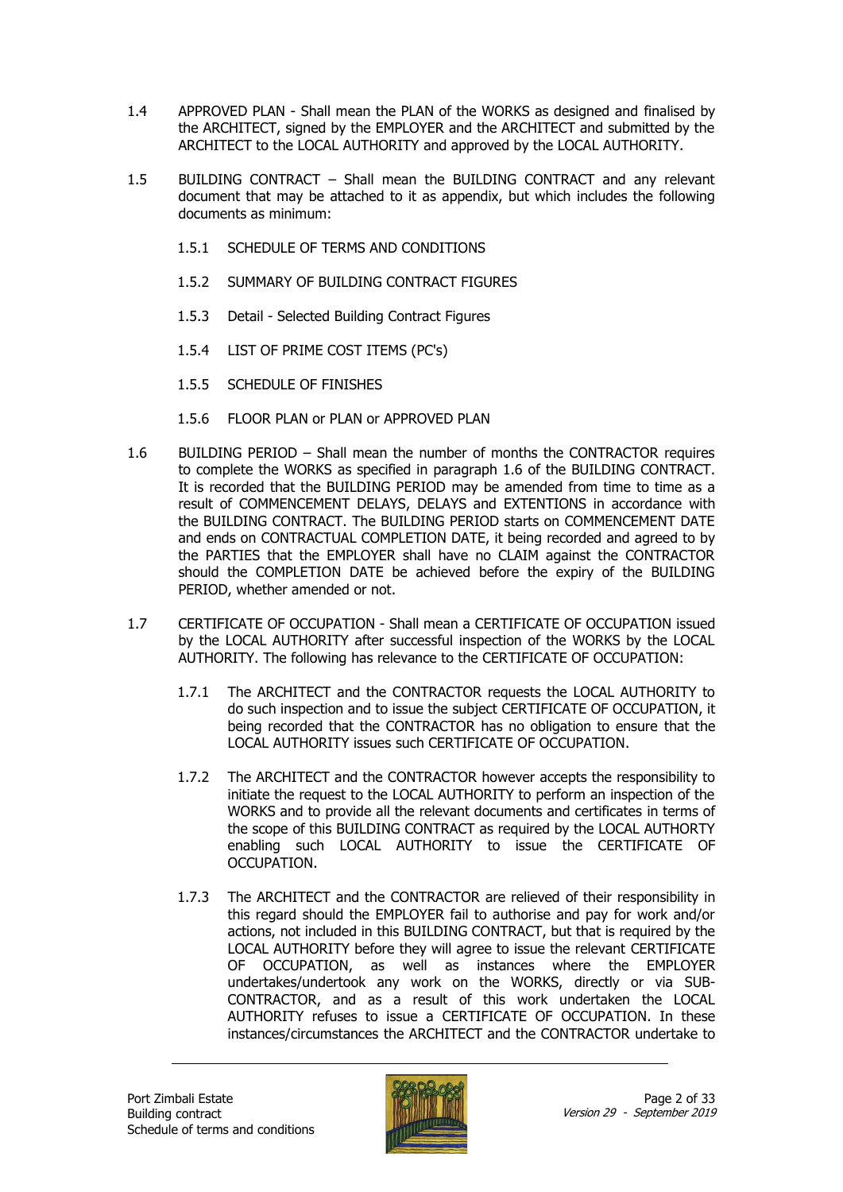1.4 APPROVED PLAN - Shall mean the PLAN of the WORKS as designed and finalised by the ARCHITECT, signed by the EMPLOYER and the ARCHITECT and submitted by the ARCHITECT to the LOCAL AUTHORITY and approved by the LOCAL AUTHORITY.

1.5 BUILDING CONTRACT – Shall mean the BUILDING CONTRACT and any relevant document that may be attached to it as appendix, but which includes the following documents as minimum:

1.5.1 SCHEDULE OF TERMS AND CONDITIONS

1.5.2 SUMMARY OF BUILDING CONTRACT FIGURES

1.5.3 Detail - Selected Building Contract Figures

1.5.4 LIST OF PRIME COST ITEMS (PC's)

1.5.5 SCHEDULE OF FINISHES

1.5.6 FLOOR PLAN or PLAN or APPROVED PLAN

1.6 BUILDING PERIOD – Shall mean the number of months the CONTRACTOR requires to complete the WORKS as specified in paragraph 1.6 of the BUILDING CONTRACT. It is recorded that the BUILDING PERIOD may be amended from time to time as a result of COMMENCEMENT DELAYS, DELAYS and EXTENTIONS in accordance with the BUILDING CONTRACT. The BUILDING PERIOD starts on COMMENCEMENT DATE and ends on CONTRACTUAL COMPLETION DATE, it being recorded and agreed to by the PARTIES that the EMPLOYER shall have no CLAIM against the CONTRACTOR should the COMPLETION DATE be achieved before the expiry of the BUILDING PERIOD, whether amended or not.

1.7 CERTIFICATE OF OCCUPATION - Shall mean a CERTIFICATE OF OCCUPATION issued by the LOCAL AUTHORITY after successful inspection of the WORKS by the LOCAL AUTHORITY. The following has relevance to the CERTIFICATE OF OCCUPATION:

1.7.1 The ARCHITECT and the CONTRACTOR requests the LOCAL AUTHORITY to do such inspection and to issue the subject CERTIFICATE OF OCCUPATION, it being recorded that the CONTRACTOR has no obligation to ensure that the LOCAL AUTHORITY issues such CERTIFICATE OF OCCUPATION.

1.7.2 The ARCHITECT and the CONTRACTOR however accepts the responsibility to initiate the request to the LOCAL AUTHORITY to perform an inspection of the WORKS and to provide all the relevant documents and certificates in terms of the scope of this BUILDING CONTRACT as required by the LOCAL AUTHORITY enabling such LOCAL AUTHORITY to issue the CERTIFICATE OF OCCUPATION.

1.7.3 The ARCHITECT and the CONTRACTOR are relieved of their responsibility in this regard should the EMPLOYER fail to authorise and pay for work and/or actions, not included in this BUILDING CONTRACT, but that is required by the LOCAL AUTHORITY before they will agree to issue the relevant CERTIFICATE OF OCCUPATION, as well as instances where the EMPLOYER undertakes/undertook any work on the WORKS, directly or via SUB-CONTRACTOR, and as a result of this work undertaken the LOCAL AUTHORITY refuses to issue a CERTIFICATE OF OCCUPATION. In these instances/circumstances the ARCHITECT and the CONTRACTOR undertake to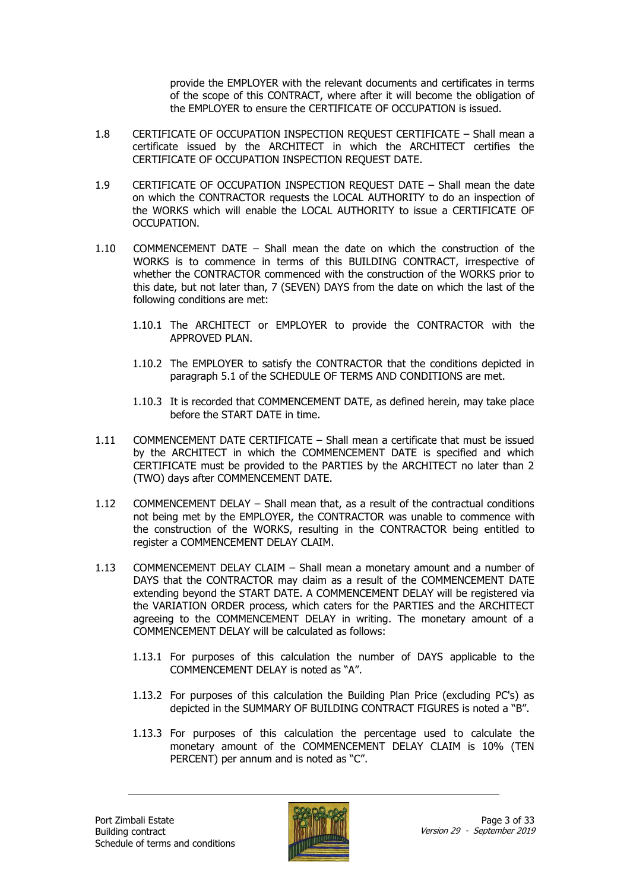provide the EMPLOYER with the relevant documents and certificates in terms of the scope of this CONTRACT, where after it will become the obligation of the EMPLOYER to ensure the CERTIFICATE OF OCCUPATION is issued.

1.8 CERTIFICATE OF OCCUPATION INSPECTION REQUEST CERTIFICATE – Shall mean a certificate issued by the ARCHITECT in which the ARCHITECT certifies the CERTIFICATE OF OCCUPATION INSPECTION REQUEST DATE.

1.9 CERTIFICATE OF OCCUPATION INSPECTION REQUEST DATE – Shall mean the date on which the CONTRACTOR requests the LOCAL AUTHORITY to do an inspection of the WORKS which will enable the LOCAL AUTHORITY to issue a CERTIFICATE OF OCCUPATION.

1.10 COMMENCEMENT DATE – Shall mean the date on which the construction of the WORKS is to commence in terms of this BUILDING CONTRACT, irrespective of whether the CONTRACTOR commenced with the construction of the WORKS prior to this date, but not later than, 7 (SEVEN) DAYS from the date on which the last of the following conditions are met:

1.10.1 The ARCHITECT or EMPLOYER to provide the CONTRACTOR with the APPROVED PLAN.

1.10.2 The EMPLOYER to satisfy the CONTRACTOR that the conditions depicted in paragraph 5.1 of the SCHEDULE OF TERMS AND CONDITIONS are met.

1.10.3 It is recorded that COMMENCEMENT DATE, as defined herein, may take place before the START DATE in time.

1.11 COMMENCEMENT DATE CERTIFICATE – Shall mean a certificate that must be issued by the ARCHITECT in which the COMMENCEMENT DATE is specified and which CERTIFICATE must be provided to the PARTIES by the ARCHITECT no later than 2 (TWO) days after COMMENCEMENT DATE.

1.12 COMMENCEMENT DELAY – Shall mean that, as a result of the contractual conditions not being met by the EMPLOYER, the CONTRACTOR was unable to commence with the construction of the WORKS, resulting in the CONTRACTOR being entitled to register a COMMENCEMENT DELAY CLAIM.

1.13 COMMENCEMENT DELAY CLAIM – Shall mean a monetary amount and a number of DAYS that the CONTRACTOR may claim as a result of the COMMENCEMENT DATE extending beyond the START DATE. A COMMENCEMENT DELAY will be registered via the VARIATION ORDER process, which caters for the PARTIES and the ARCHITECT agreeing to the COMMENCEMENT DELAY in writing. The monetary amount of a COMMENCEMENT DELAY will be calculated as follows:

1.13.1 For purposes of this calculation the number of DAYS applicable to the COMMENCEMENT DELAY is noted as "A".

1.13.2 For purposes of this calculation the Building Plan Price (excluding PC's) as depicted in the SUMMARY OF BUILDING CONTRACT FIGURES is noted a "B".

1.13.3 For purposes of this calculation the percentage used to calculate the monetary amount of the COMMENCEMENT DELAY CLAIM is 10% (TEN PERCENT) per annum and is noted as "C".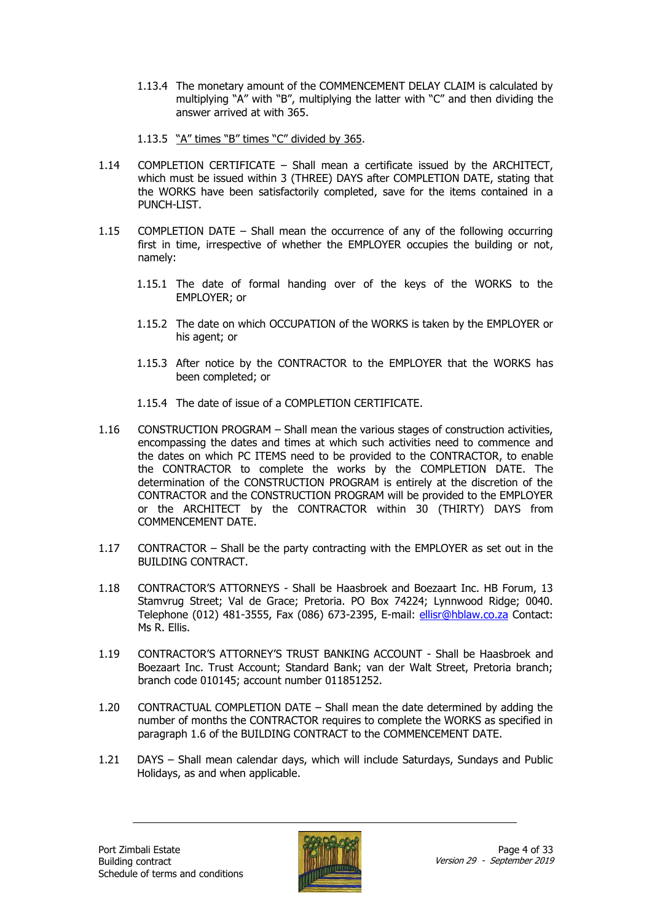1.13.4 The monetary amount of the COMMENCEMENT DELAY CLAIM is calculated by multiplying "A" with "B", multiplying the latter with "C" and then dividing the answer arrived at with 365.

1.13.5 "A" times "B" times "C" divided by 365.

1.14 COMPLETION CERTIFICATE – Shall mean a certificate issued by the ARCHITECT, which must be issued within 3 (THREE) DAYS after COMPLETION DATE, stating that the WORKS have been satisfactorily completed, save for the items contained in a PUNCH-LIST.

1.15 COMPLETION DATE – Shall mean the occurrence of any of the following occurring first in time, irrespective of whether the EMPLOYER occupies the building or not, namely:

1.15.1 The date of formal handing over of the keys of the WORKS to the EMPLOYER; or

1.15.2 The date on which OCCUPATION of the WORKS is taken by the EMPLOYER or his agent; or

1.15.3 After notice by the CONTRACTOR to the EMPLOYER that the WORKS has been completed; or

1.15.4 The date of issue of a COMPLETION CERTIFICATE.

1.16 CONSTRUCTION PROGRAM – Shall mean the various stages of construction activities, encompassing the dates and times at which such activities need to commence and the dates on which PC ITEMS need to be provided to the CONTRACTOR, to enable the CONTRACTOR to complete the works by the COMPLETION DATE. The determination of the CONSTRUCTION PROGRAM is entirely at the discretion of the CONTRACTOR and the CONSTRUCTION PROGRAM will be provided to the EMPLOYER or the ARCHITECT by the CONTRACTOR within 30 (THIRTY) DAYS from COMMENCEMENT DATE.

1.17 CONTRACTOR – Shall be the party contracting with the EMPLOYER as set out in the BUILDING CONTRACT.

1.18 CONTRACTOR'S ATTORNEYS - Shall be Haasbroek and Boezaart Inc. HB Forum, 13 Stamvrug Street; Val de Grace; Pretoria. PO Box 74224; Lynnwood Ridge; 0040. Telephone (012) 481-3555, Fax (086) 673-2395, E-mail: ellisr@hblaw.co.za Contact: Ms R. Ellis.

1.19 CONTRACTOR'S ATTORNEY'S TRUST BANKING ACCOUNT - Shall be Haasbroek and Boezaart Inc. Trust Account; Standard Bank; van der Walt Street, Pretoria branch; branch code 010145; account number 011851252.

1.20 CONTRACTUAL COMPLETION DATE – Shall mean the date determined by adding the number of months the CONTRACTOR requires to complete the WORKS as specified in paragraph 1.6 of the BUILDING CONTRACT to the COMMENCEMENT DATE.

1.21 DAYS – Shall mean calendar days, which will include Saturdays, Sundays and Public Holidays, as and when applicable.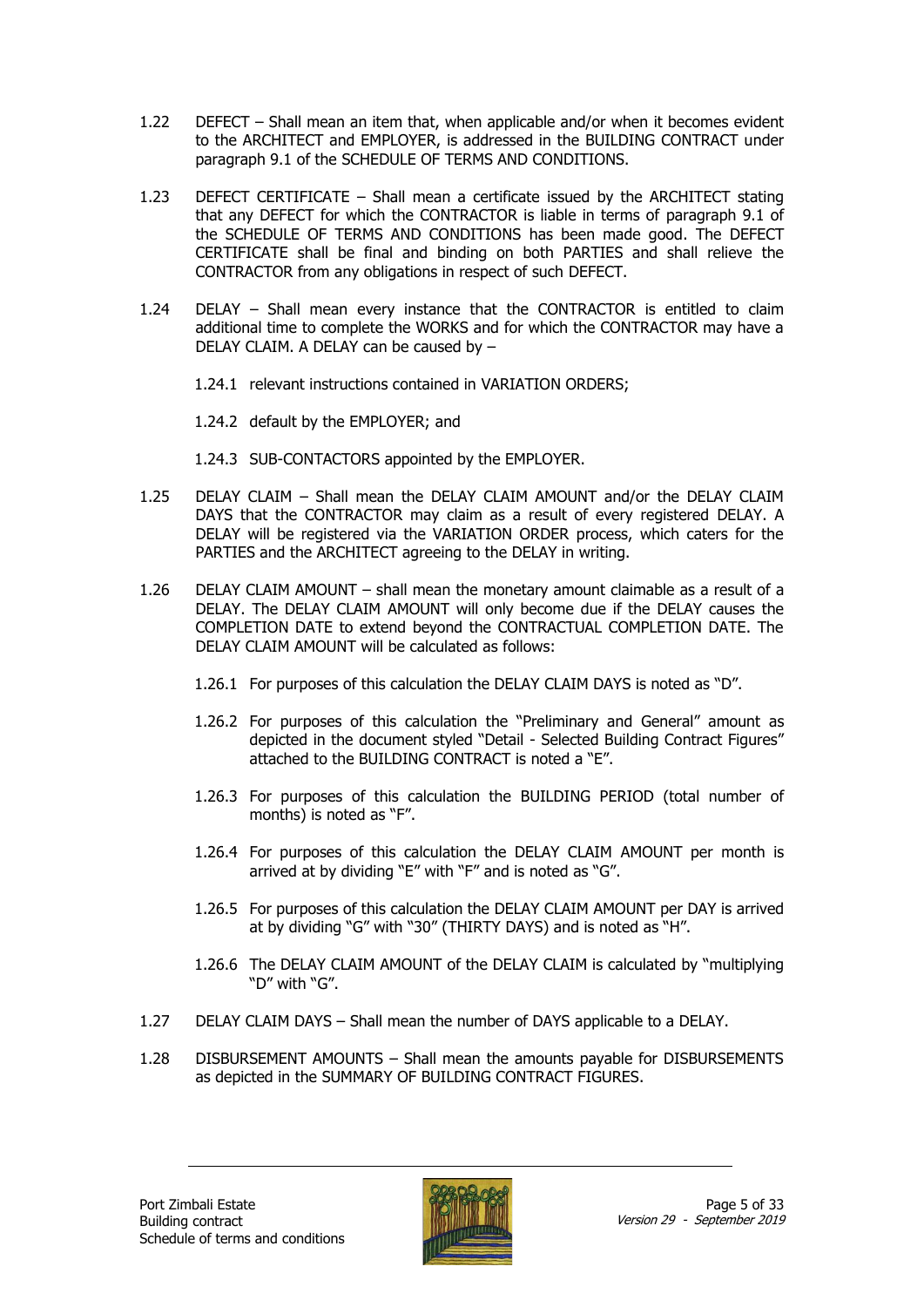1.22 DEFECT – Shall mean an item that, when applicable and/or when it becomes evident to the ARCHITECT and EMPLOYER, is addressed in the BUILDING CONTRACT under paragraph 9.1 of the SCHEDULE OF TERMS AND CONDITIONS.

1.23 DEFECT CERTIFICATE – Shall mean a certificate issued by the ARCHITECT stating that any DEFECT for which the CONTRACTOR is liable in terms of paragraph 9.1 of the SCHEDULE OF TERMS AND CONDITIONS has been made good. The DEFECT CERTIFICATE shall be final and binding on both PARTIES and shall relieve the CONTRACTOR from any obligations in respect of such DEFECT.

1.24 DELAY – Shall mean every instance that the CONTRACTOR is entitled to claim additional time to complete the WORKS and for which the CONTRACTOR may have a DELAY CLAIM. A DELAY can be caused by –

1.24.1 relevant instructions contained in VARIATION ORDERS;

1.24.2 default by the EMPLOYER; and

1.24.3 SUB-CONTACTORS appointed by the EMPLOYER.

1.25 DELAY CLAIM – Shall mean the DELAY CLAIM AMOUNT and/or the DELAY CLAIM DAYS that the CONTRACTOR may claim as a result of every registered DELAY. A DELAY will be registered via the VARIATION ORDER process, which caters for the PARTIES and the ARCHITECT agreeing to the DELAY in writing.

1.26 DELAY CLAIM AMOUNT – shall mean the monetary amount claimable as a result of a DELAY. The DELAY CLAIM AMOUNT will only become due if the DELAY causes the COMPLETION DATE to extend beyond the CONTRACTUAL COMPLETION DATE. The DELAY CLAIM AMOUNT will be calculated as follows:

1.26.1 For purposes of this calculation the DELAY CLAIM DAYS is noted as "D".

1.26.2 For purposes of this calculation the "Preliminary and General" amount as depicted in the document styled "Detail - Selected Building Contract Figures" attached to the BUILDING CONTRACT is noted a "E".

1.26.3 For purposes of this calculation the BUILDING PERIOD (total number of months) is noted as "F".

1.26.4 For purposes of this calculation the DELAY CLAIM AMOUNT per month is arrived at by dividing "E" with "F" and is noted as "G".

1.26.5 For purposes of this calculation the DELAY CLAIM AMOUNT per DAY is arrived at by dividing "G" with "30" (THIRTY DAYS) and is noted as "H".

1.26.6 The DELAY CLAIM AMOUNT of the DELAY CLAIM is calculated by "multiplying "D" with "G".

1.27 DELAY CLAIM DAYS – Shall mean the number of DAYS applicable to a DELAY.

1.28 DISBURSEMENT AMOUNTS – Shall mean the amounts payable for DISBURSEMENTS as depicted in the SUMMARY OF BUILDING CONTRACT FIGURES.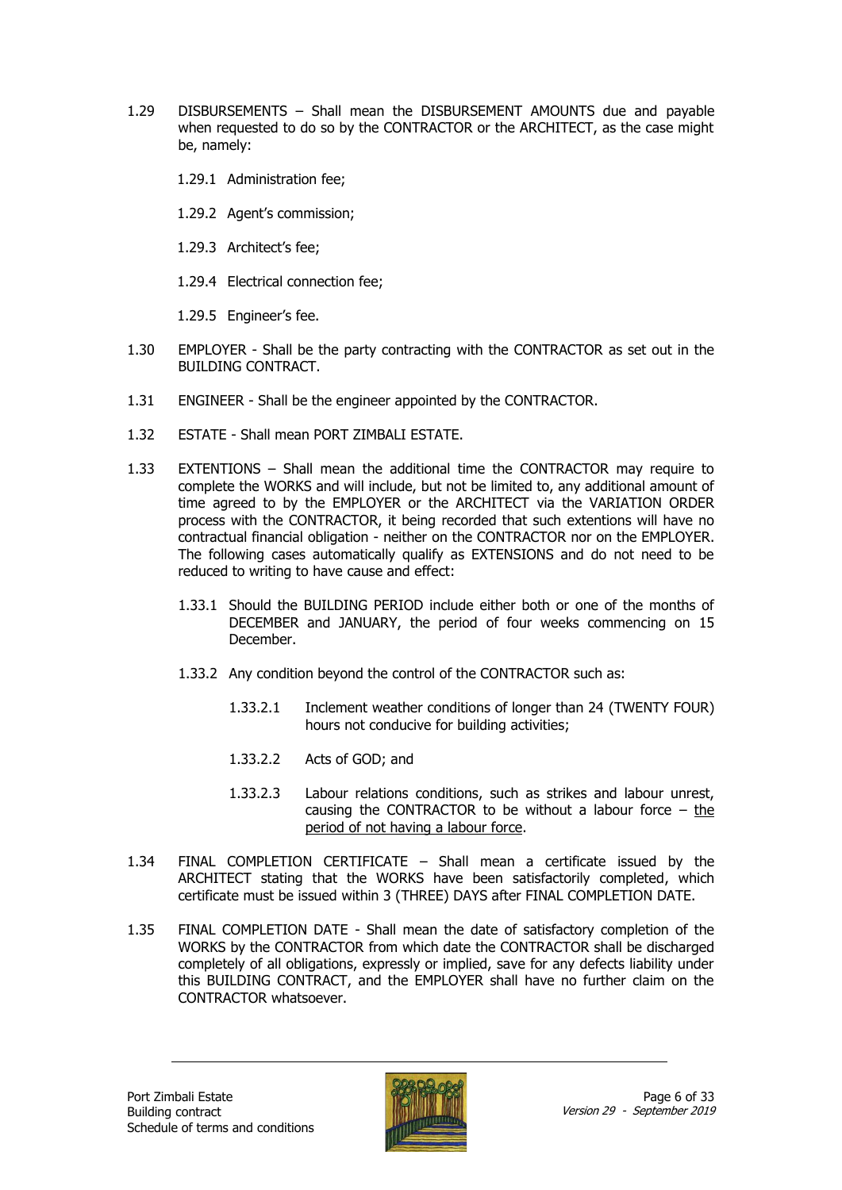1.29 DISBURSEMENTS – Shall mean the DISBURSEMENT AMOUNTS due and payable when requested to do so by the CONTRACTOR or the ARCHITECT, as the case might be, namely:

  1.29.1 Administration fee;

  1.29.2 Agent's commission;

  1.29.3 Architect's fee;

  1.29.4 Electrical connection fee;

  1.29.5 Engineer's fee.

1.30 EMPLOYER - Shall be the party contracting with the CONTRACTOR as set out in the BUILDING CONTRACT.

1.31 ENGINEER - Shall be the engineer appointed by the CONTRACTOR.

1.32 ESTATE - Shall mean PORT ZIMBALI ESTATE.

1.33 EXTENTIONS – Shall mean the additional time the CONTRACTOR may require to complete the WORKS and will include, but not be limited to, any additional amount of time agreed to by the EMPLOYER or the ARCHITECT via the VARIATION ORDER process with the CONTRACTOR, it being recorded that such extentions will have no contractual financial obligation - neither on the CONTRACTOR nor on the EMPLOYER. The following cases automatically qualify as EXTENSIONS and do not need to be reduced to writing to have cause and effect:

  1.33.1 Should the BUILDING PERIOD include either both or one of the months of DECEMBER and JANUARY, the period of four weeks commencing on 15 December.

  1.33.2 Any condition beyond the control of the CONTRACTOR such as:

    1.33.2.1 Inclement weather conditions of longer than 24 (TWENTY FOUR) hours not conducive for building activities;

    1.33.2.2 Acts of GOD; and

    1.33.2.3 Labour relations conditions, such as strikes and labour unrest, causing the CONTRACTOR to be without a labour force – <u>the period of not having a labour force</u>.

1.34 FINAL COMPLETION CERTIFICATE – Shall mean a certificate issued by the ARCHITECT stating that the WORKS have been satisfactorily completed, which certificate must be issued within 3 (THREE) DAYS after FINAL COMPLETION DATE.

1.35 FINAL COMPLETION DATE - Shall mean the date of satisfactory completion of the WORKS by the CONTRACTOR from which date the CONTRACTOR shall be discharged completely of all obligations, expressly or implied, save for any defects liability under this BUILDING CONTRACT, and the EMPLOYER shall have no further claim on the CONTRACTOR whatsoever.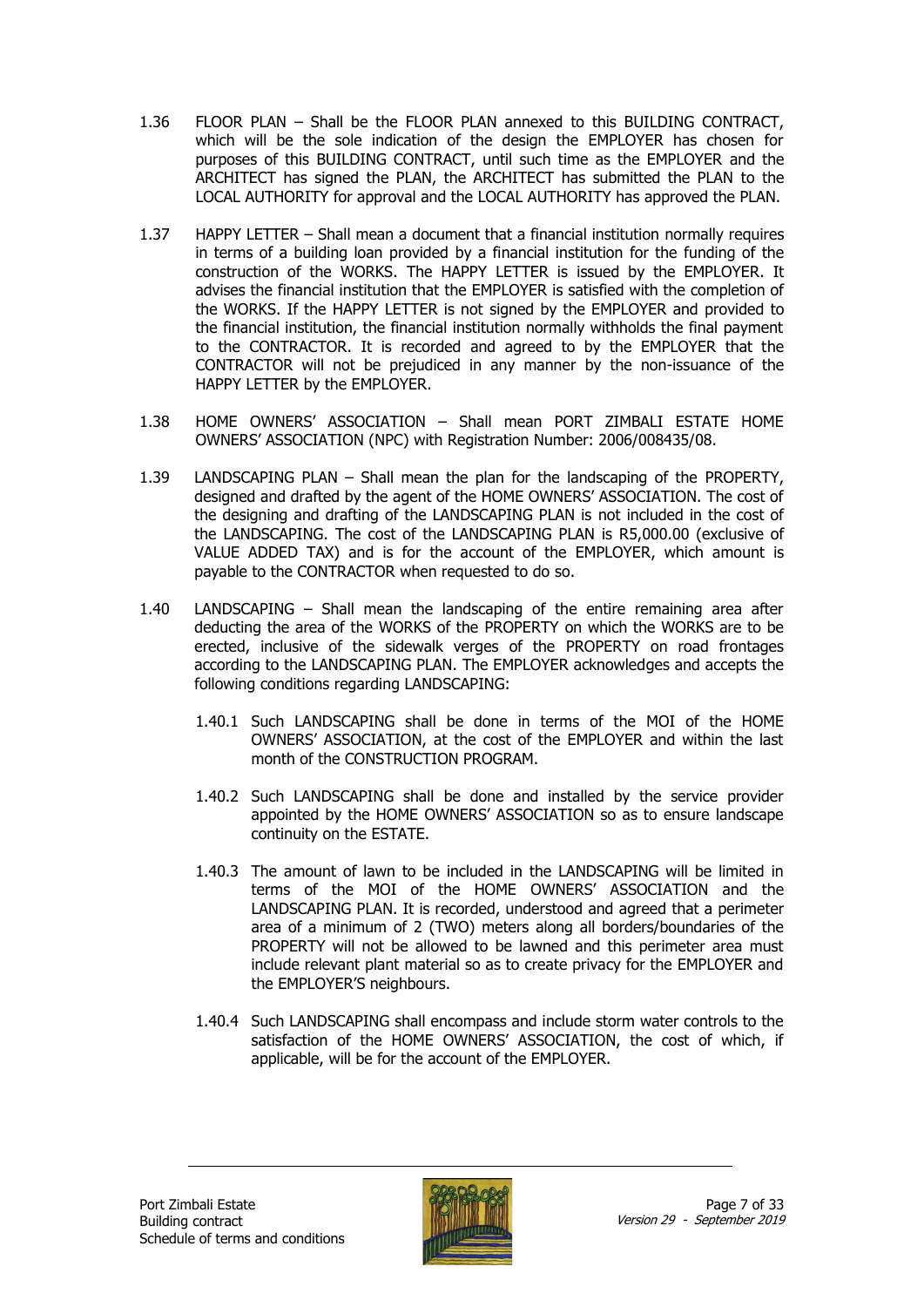1.36 FLOOR PLAN – Shall be the FLOOR PLAN annexed to this BUILDING CONTRACT, which will be the sole indication of the design the EMPLOYER has chosen for purposes of this BUILDING CONTRACT, until such time as the EMPLOYER and the ARCHITECT has signed the PLAN, the ARCHITECT has submitted the PLAN to the LOCAL AUTHORITY for approval and the LOCAL AUTHORITY has approved the PLAN.

1.37 HAPPY LETTER – Shall mean a document that a financial institution normally requires in terms of a building loan provided by a financial institution for the funding of the construction of the WORKS. The HAPPY LETTER is issued by the EMPLOYER. It advises the financial institution that the EMPLOYER is satisfied with the completion of the WORKS. If the HAPPY LETTER is not signed by the EMPLOYER and provided to the financial institution, the financial institution normally withholds the final payment to the CONTRACTOR. It is recorded and agreed to by the EMPLOYER that the CONTRACTOR will not be prejudiced in any manner by the non-issuance of the HAPPY LETTER by the EMPLOYER.

1.38 HOME OWNERS' ASSOCIATION – Shall mean PORT ZIMBALI ESTATE HOME OWNERS' ASSOCIATION (NPC) with Registration Number: 2006/008435/08.

1.39 LANDSCAPING PLAN – Shall mean the plan for the landscaping of the PROPERTY, designed and drafted by the agent of the HOME OWNERS' ASSOCIATION. The cost of the designing and drafting of the LANDSCAPING PLAN is not included in the cost of the LANDSCAPING. The cost of the LANDSCAPING PLAN is R5,000.00 (exclusive of VALUE ADDED TAX) and is for the account of the EMPLOYER, which amount is payable to the CONTRACTOR when requested to do so.

1.40 LANDSCAPING – Shall mean the landscaping of the entire remaining area after deducting the area of the WORKS of the PROPERTY on which the WORKS are to be erected, inclusive of the sidewalk verges of the PROPERTY on road frontages according to the LANDSCAPING PLAN. The EMPLOYER acknowledges and accepts the following conditions regarding LANDSCAPING:

1.40.1 Such LANDSCAPING shall be done in terms of the MOI of the HOME OWNERS' ASSOCIATION, at the cost of the EMPLOYER and within the last month of the CONSTRUCTION PROGRAM.

1.40.2 Such LANDSCAPING shall be done and installed by the service provider appointed by the HOME OWNERS' ASSOCIATION so as to ensure landscape continuity on the ESTATE.

1.40.3 The amount of lawn to be included in the LANDSCAPING will be limited in terms of the MOI of the HOME OWNERS' ASSOCIATION and the LANDSCAPING PLAN. It is recorded, understood and agreed that a perimeter area of a minimum of 2 (TWO) meters along all borders/boundaries of the PROPERTY will not be allowed to be lawned and this perimeter area must include relevant plant material so as to create privacy for the EMPLOYER and the EMPLOYER'S neighbours.

1.40.4 Such LANDSCAPING shall encompass and include storm water controls to the satisfaction of the HOME OWNERS' ASSOCIATION, the cost of which, if applicable, will be for the account of the EMPLOYER.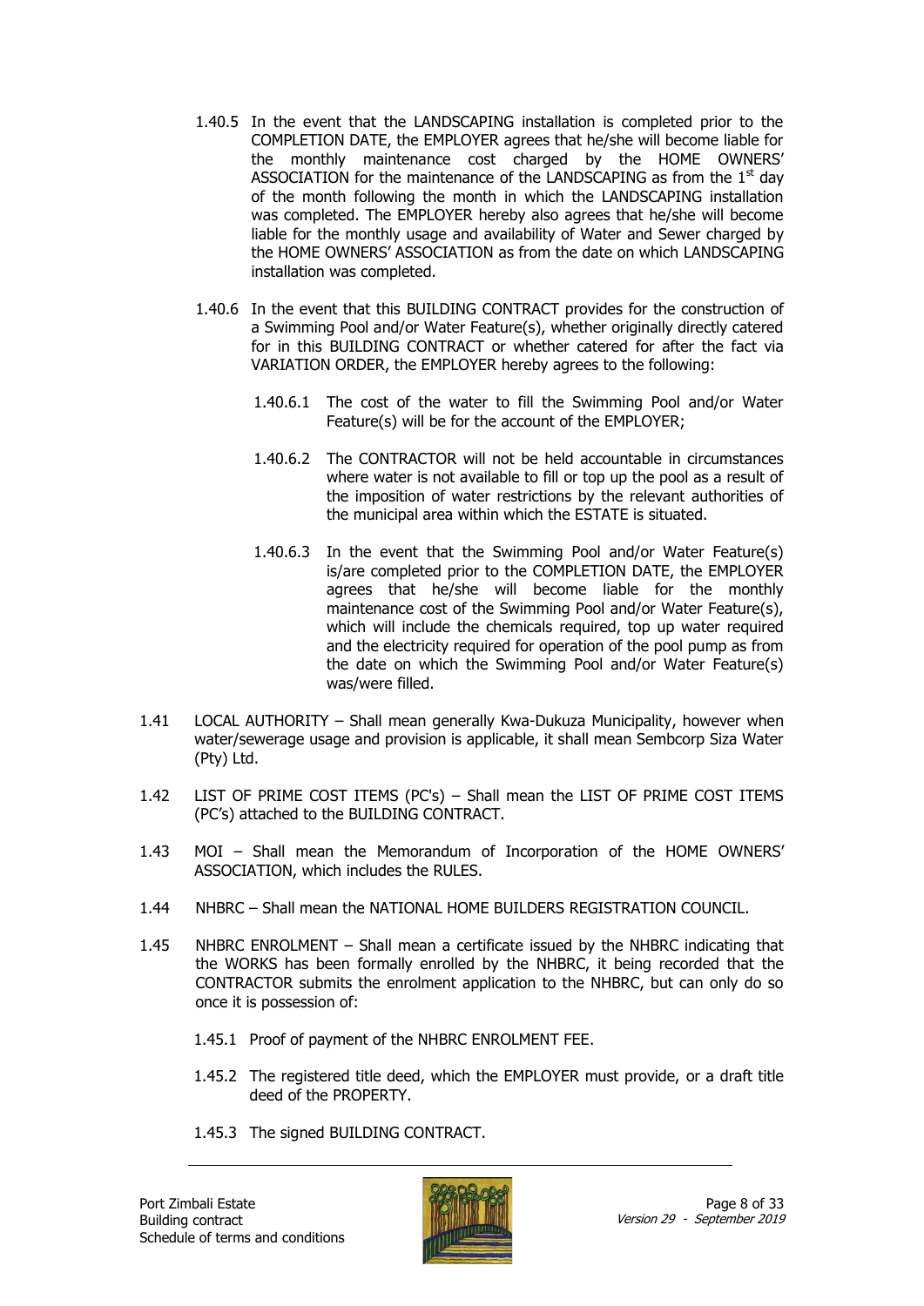1.40.5 In the event that the LANDSCAPING installation is completed prior to the COMPLETION DATE, the EMPLOYER agrees that he/she will become liable for the monthly maintenance cost charged by the HOME OWNERS' ASSOCIATION for the maintenance of the LANDSCAPING as from the 1st day of the month following the month in which the LANDSCAPING installation was completed. The EMPLOYER hereby also agrees that he/she will become liable for the monthly usage and availability of Water and Sewer charged by the HOME OWNERS' ASSOCIATION as from the date on which LANDSCAPING installation was completed.

1.40.6 In the event that this BUILDING CONTRACT provides for the construction of a Swimming Pool and/or Water Feature(s), whether originally directly catered for in this BUILDING CONTRACT or whether catered for after the fact via VARIATION ORDER, the EMPLOYER hereby agrees to the following:

1.40.6.1 The cost of the water to fill the Swimming Pool and/or Water Feature(s) will be for the account of the EMPLOYER;

1.40.6.2 The CONTRACTOR will not be held accountable in circumstances where water is not available to fill or top up the pool as a result of the imposition of water restrictions by the relevant authorities of the municipal area within which the ESTATE is situated.

1.40.6.3 In the event that the Swimming Pool and/or Water Feature(s) is/are completed prior to the COMPLETION DATE, the EMPLOYER agrees that he/she will become liable for the monthly maintenance cost of the Swimming Pool and/or Water Feature(s), which will include the chemicals required, top up water required and the electricity required for operation of the pool pump as from the date on which the Swimming Pool and/or Water Feature(s) was/were filled.

1.41 LOCAL AUTHORITY – Shall mean generally Kwa-Dukuza Municipality, however when water/sewerage usage and provision is applicable, it shall mean Sembcorp Siza Water (Pty) Ltd.

1.42 LIST OF PRIME COST ITEMS (PC's) – Shall mean the LIST OF PRIME COST ITEMS (PC's) attached to the BUILDING CONTRACT.

1.43 MOI – Shall mean the Memorandum of Incorporation of the HOME OWNERS' ASSOCIATION, which includes the RULES.

1.44 NHBRC – Shall mean the NATIONAL HOME BUILDERS REGISTRATION COUNCIL.

1.45 NHBRC ENROLMENT – Shall mean a certificate issued by the NHBRC indicating that the WORKS has been formally enrolled by the NHBRC, it being recorded that the CONTRACTOR submits the enrolment application to the NHBRC, but can only do so once it is possession of:

1.45.1 Proof of payment of the NHBRC ENROLMENT FEE.

1.45.2 The registered title deed, which the EMPLOYER must provide, or a draft title deed of the PROPERTY.

1.45.3 The signed BUILDING CONTRACT.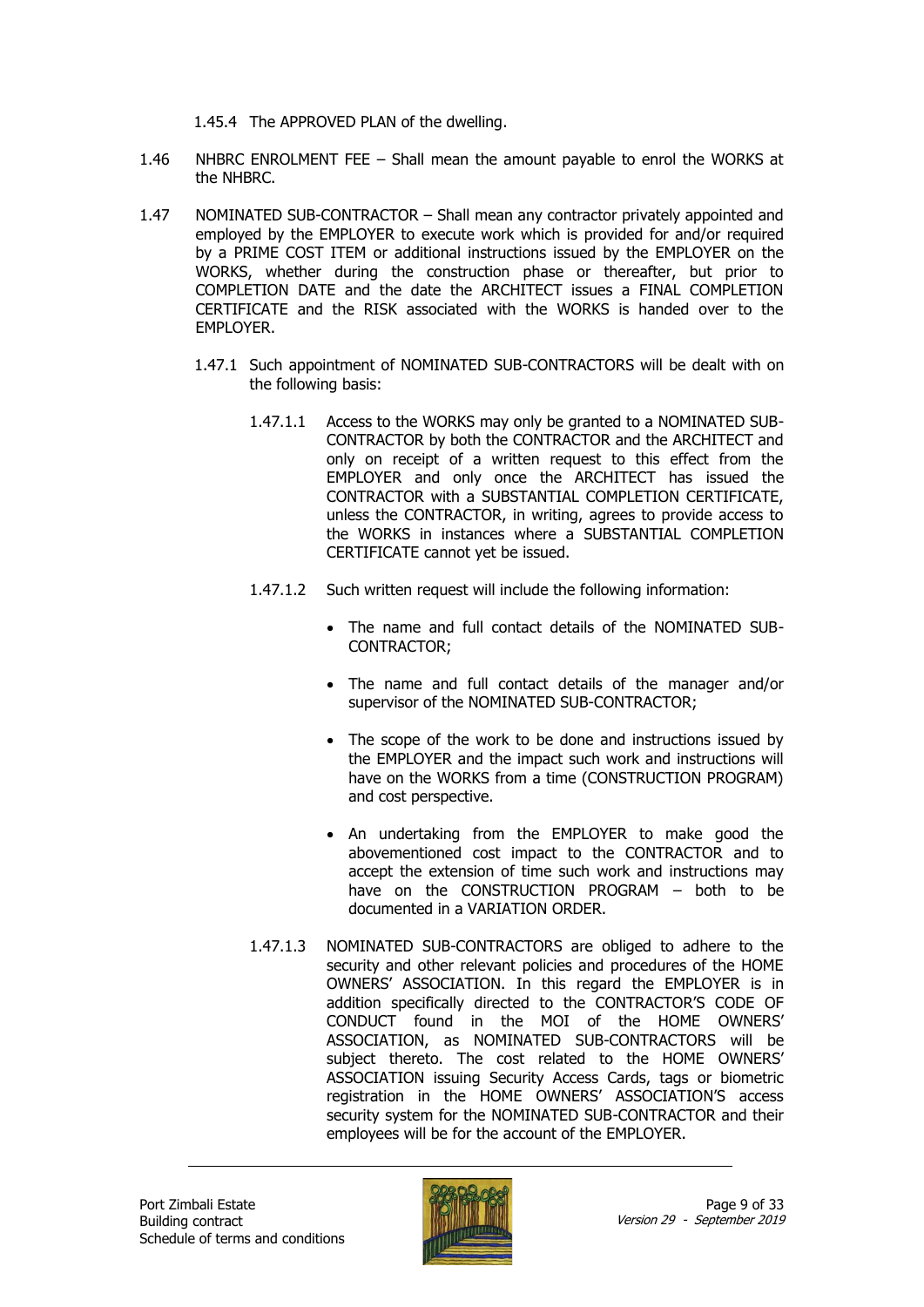1.45.4 The APPROVED PLAN of the dwelling.

1.46 NHBRC ENROLMENT FEE – Shall mean the amount payable to enrol the WORKS at the NHBRC.

1.47 NOMINATED SUB-CONTRACTOR – Shall mean any contractor privately appointed and employed by the EMPLOYER to execute work which is provided for and/or required by a PRIME COST ITEM or additional instructions issued by the EMPLOYER on the WORKS, whether during the construction phase or thereafter, but prior to COMPLETION DATE and the date the ARCHITECT issues a FINAL COMPLETION CERTIFICATE and the RISK associated with the WORKS is handed over to the EMPLOYER.

1.47.1 Such appointment of NOMINATED SUB-CONTRACTORS will be dealt with on the following basis:

1.47.1.1 Access to the WORKS may only be granted to a NOMINATED SUB-CONTRACTOR by both the CONTRACTOR and the ARCHITECT and only on receipt of a written request to this effect from the EMPLOYER and only once the ARCHITECT has issued the CONTRACTOR with a SUBSTANTIAL COMPLETION CERTIFICATE, unless the CONTRACTOR, in writing, agrees to provide access to the WORKS in instances where a SUBSTANTIAL COMPLETION CERTIFICATE cannot yet be issued.

1.47.1.2 Such written request will include the following information:

- The name and full contact details of the NOMINATED SUB-CONTRACTOR;
- The name and full contact details of the manager and/or supervisor of the NOMINATED SUB-CONTRACTOR;
- The scope of the work to be done and instructions issued by the EMPLOYER and the impact such work and instructions will have on the WORKS from a time (CONSTRUCTION PROGRAM) and cost perspective.
- An undertaking from the EMPLOYER to make good the abovementioned cost impact to the CONTRACTOR and to accept the extension of time such work and instructions may have on the CONSTRUCTION PROGRAM – both to be documented in a VARIATION ORDER.

1.47.1.3 NOMINATED SUB-CONTRACTORS are obliged to adhere to the security and other relevant policies and procedures of the HOME OWNERS' ASSOCIATION. In this regard the EMPLOYER is in addition specifically directed to the CONTRACTOR'S CODE OF CONDUCT found in the MOI of the HOME OWNERS' ASSOCIATION, as NOMINATED SUB-CONTRACTORS will be subject thereto. The cost related to the HOME OWNERS' ASSOCIATION issuing Security Access Cards, tags or biometric registration in the HOME OWNERS' ASSOCIATION'S access security system for the NOMINATED SUB-CONTRACTOR and their employees will be for the account of the EMPLOYER.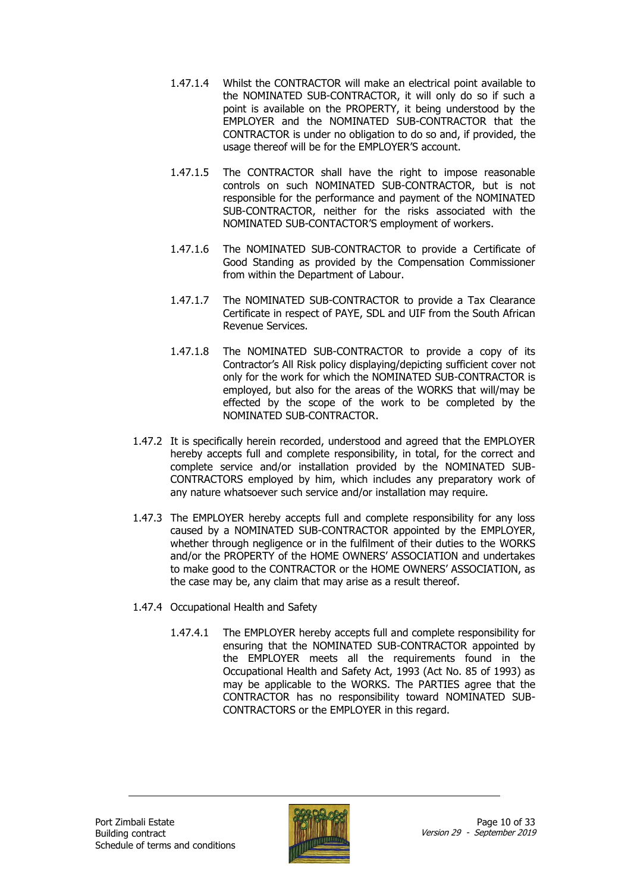1.47.1.4 Whilst the CONTRACTOR will make an electrical point available to the NOMINATED SUB-CONTRACTOR, it will only do so if such a point is available on the PROPERTY, it being understood by the EMPLOYER and the NOMINATED SUB-CONTRACTOR that the CONTRACTOR is under no obligation to do so and, if provided, the usage thereof will be for the EMPLOYER'S account.

1.47.1.5 The CONTRACTOR shall have the right to impose reasonable controls on such NOMINATED SUB-CONTRACTOR, but is not responsible for the performance and payment of the NOMINATED SUB-CONTRACTOR, neither for the risks associated with the NOMINATED SUB-CONTACTOR'S employment of workers.

1.47.1.6 The NOMINATED SUB-CONTRACTOR to provide a Certificate of Good Standing as provided by the Compensation Commissioner from within the Department of Labour.

1.47.1.7 The NOMINATED SUB-CONTRACTOR to provide a Tax Clearance Certificate in respect of PAYE, SDL and UIF from the South African Revenue Services.

1.47.1.8 The NOMINATED SUB-CONTRACTOR to provide a copy of its Contractor's All Risk policy displaying/depicting sufficient cover not only for the work for which the NOMINATED SUB-CONTRACTOR is employed, but also for the areas of the WORKS that will/may be effected by the scope of the work to be completed by the NOMINATED SUB-CONTRACTOR.

1.47.2 It is specifically herein recorded, understood and agreed that the EMPLOYER hereby accepts full and complete responsibility, in total, for the correct and complete service and/or installation provided by the NOMINATED SUB-CONTRACTORS employed by him, which includes any preparatory work of any nature whatsoever such service and/or installation may require.

1.47.3 The EMPLOYER hereby accepts full and complete responsibility for any loss caused by a NOMINATED SUB-CONTRACTOR appointed by the EMPLOYER, whether through negligence or in the fulfilment of their duties to the WORKS and/or the PROPERTY of the HOME OWNERS' ASSOCIATION and undertakes to make good to the CONTRACTOR or the HOME OWNERS' ASSOCIATION, as the case may be, any claim that may arise as a result thereof.

1.47.4 Occupational Health and Safety

1.47.4.1 The EMPLOYER hereby accepts full and complete responsibility for ensuring that the NOMINATED SUB-CONTRACTOR appointed by the EMPLOYER meets all the requirements found in the Occupational Health and Safety Act, 1993 (Act No. 85 of 1993) as may be applicable to the WORKS. The PARTIES agree that the CONTRACTOR has no responsibility toward NOMINATED SUB-CONTRACTORS or the EMPLOYER in this regard.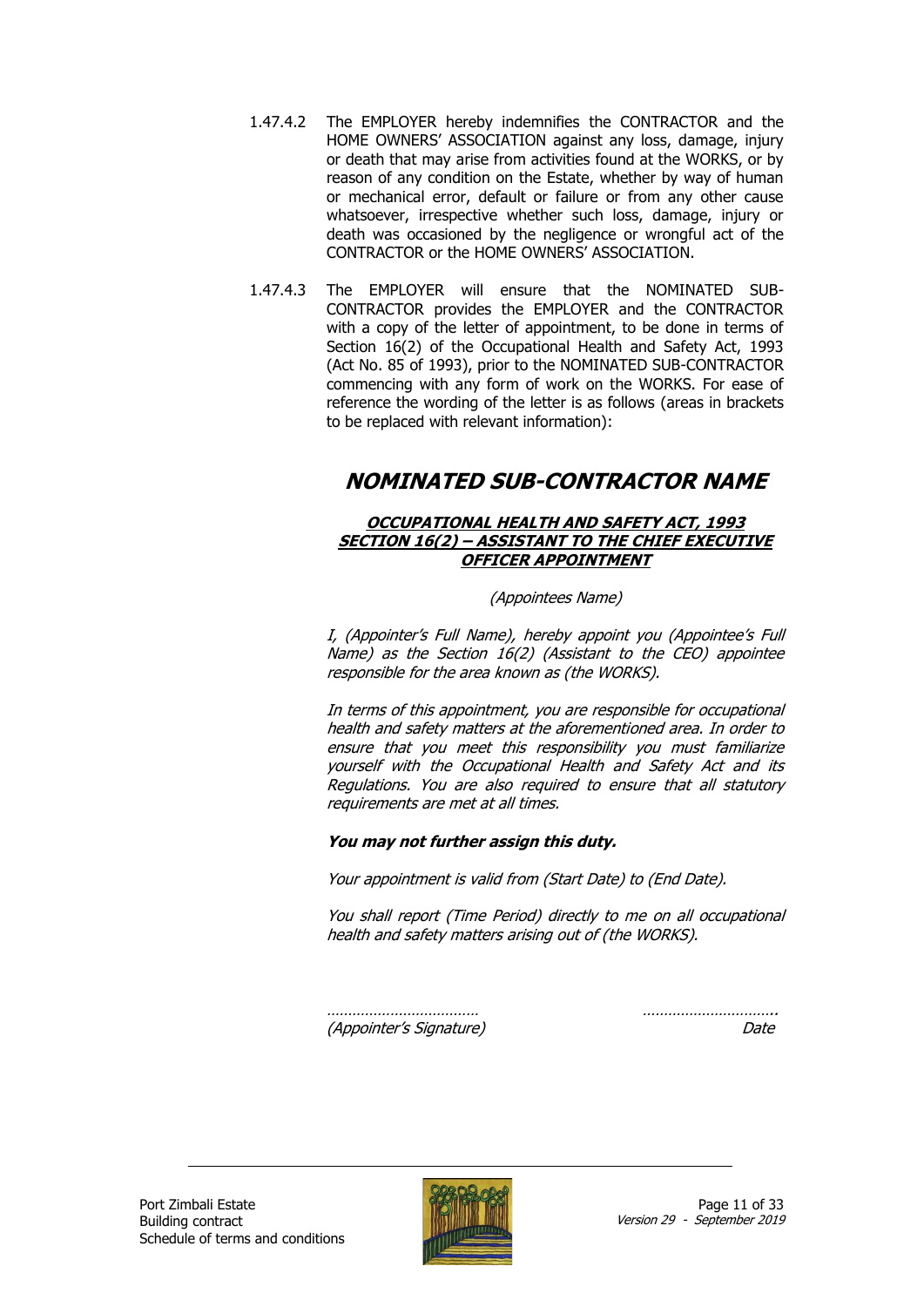1.47.4.2 The EMPLOYER hereby indemnifies the CONTRACTOR and the HOME OWNERS' ASSOCIATION against any loss, damage, injury or death that may arise from activities found at the WORKS, or by reason of any condition on the Estate, whether by way of human or mechanical error, default or failure or from any other cause whatsoever, irrespective whether such loss, damage, injury or death was occasioned by the negligence or wrongful act of the CONTRACTOR or the HOME OWNERS' ASSOCIATION.

1.47.4.3 The EMPLOYER will ensure that the NOMINATED SUB-CONTRACTOR provides the EMPLOYER and the CONTRACTOR with a copy of the letter of appointment, to be done in terms of Section 16(2) of the Occupational Health and Safety Act, 1993 (Act No. 85 of 1993), prior to the NOMINATED SUB-CONTRACTOR commencing with any form of work on the WORKS. For ease of reference the wording of the letter is as follows (areas in brackets to be replaced with relevant information):

## ***NOMINATED SUB-CONTRACTOR NAME***

***OCCUPATIONAL HEALTH AND SAFETY ACT, 1993***
***SECTION 16(2) – ASSISTANT TO THE CHIEF EXECUTIVE OFFICER APPOINTMENT***

*(Appointees Name)*

*I, (Appointer's Full Name), hereby appoint you (Appointee's Full Name) as the Section 16(2) (Assistant to the CEO) appointee responsible for the area known as (the WORKS).*

*In terms of this appointment, you are responsible for occupational health and safety matters at the aforementioned area. In order to ensure that you meet this responsibility you must familiarize yourself with the Occupational Health and Safety Act and its Regulations. You are also required to ensure that all statutory requirements are met at all times.*

***You may not further assign this duty.***

*Your appointment is valid from (Start Date) to (End Date).*

*You shall report (Time Period) directly to me on all occupational health and safety matters arising out of (the WORKS).*

*………………………………* ……………………………..
*(Appointer's Signature)* *Date*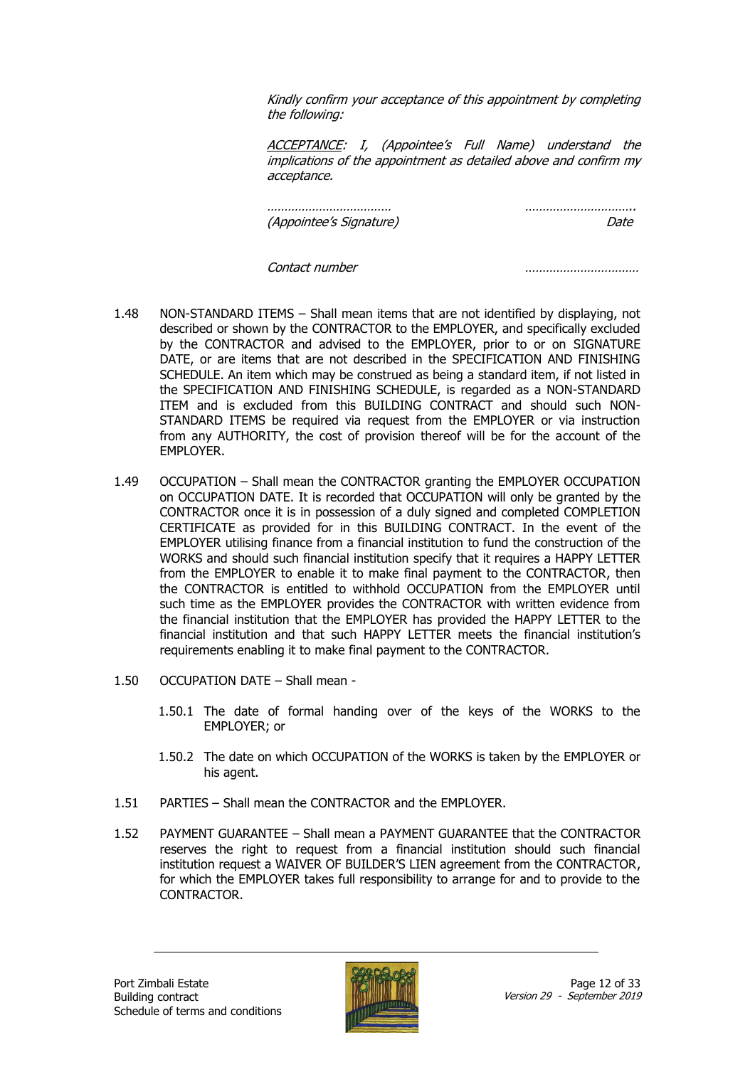*Kindly confirm your acceptance of this appointment by completing the following:*

*<u>ACCEPTANCE</u>: I, (Appointee's Full Name) understand the implications of the appointment as detailed above and confirm my acceptance.*

*……………………………… ……………………………..*
*(Appointee's Signature) Date*

*Contact number ……………………………*

1.48 NON-STANDARD ITEMS – Shall mean items that are not identified by displaying, not described or shown by the CONTRACTOR to the EMPLOYER, and specifically excluded by the CONTRACTOR and advised to the EMPLOYER, prior to or on SIGNATURE DATE, or are items that are not described in the SPECIFICATION AND FINISHING SCHEDULE. An item which may be construed as being a standard item, if not listed in the SPECIFICATION AND FINISHING SCHEDULE, is regarded as a NON-STANDARD ITEM and is excluded from this BUILDING CONTRACT and should such NON-STANDARD ITEMS be required via request from the EMPLOYER or via instruction from any AUTHORITY, the cost of provision thereof will be for the account of the EMPLOYER.

1.49 OCCUPATION – Shall mean the CONTRACTOR granting the EMPLOYER OCCUPATION on OCCUPATION DATE. It is recorded that OCCUPATION will only be granted by the CONTRACTOR once it is in possession of a duly signed and completed COMPLETION CERTIFICATE as provided for in this BUILDING CONTRACT. In the event of the EMPLOYER utilising finance from a financial institution to fund the construction of the WORKS and should such financial institution specify that it requires a HAPPY LETTER from the EMPLOYER to enable it to make final payment to the CONTRACTOR, then the CONTRACTOR is entitled to withhold OCCUPATION from the EMPLOYER until such time as the EMPLOYER provides the CONTRACTOR with written evidence from the financial institution that the EMPLOYER has provided the HAPPY LETTER to the financial institution and that such HAPPY LETTER meets the financial institution's requirements enabling it to make final payment to the CONTRACTOR.

1.50 OCCUPATION DATE – Shall mean -

  1.50.1 The date of formal handing over of the keys of the WORKS to the EMPLOYER; or

  1.50.2 The date on which OCCUPATION of the WORKS is taken by the EMPLOYER or his agent.

1.51 PARTIES – Shall mean the CONTRACTOR and the EMPLOYER.

1.52 PAYMENT GUARANTEE – Shall mean a PAYMENT GUARANTEE that the CONTRACTOR reserves the right to request from a financial institution should such financial institution request a WAIVER OF BUILDER'S LIEN agreement from the CONTRACTOR, for which the EMPLOYER takes full responsibility to arrange for and to provide to the CONTRACTOR.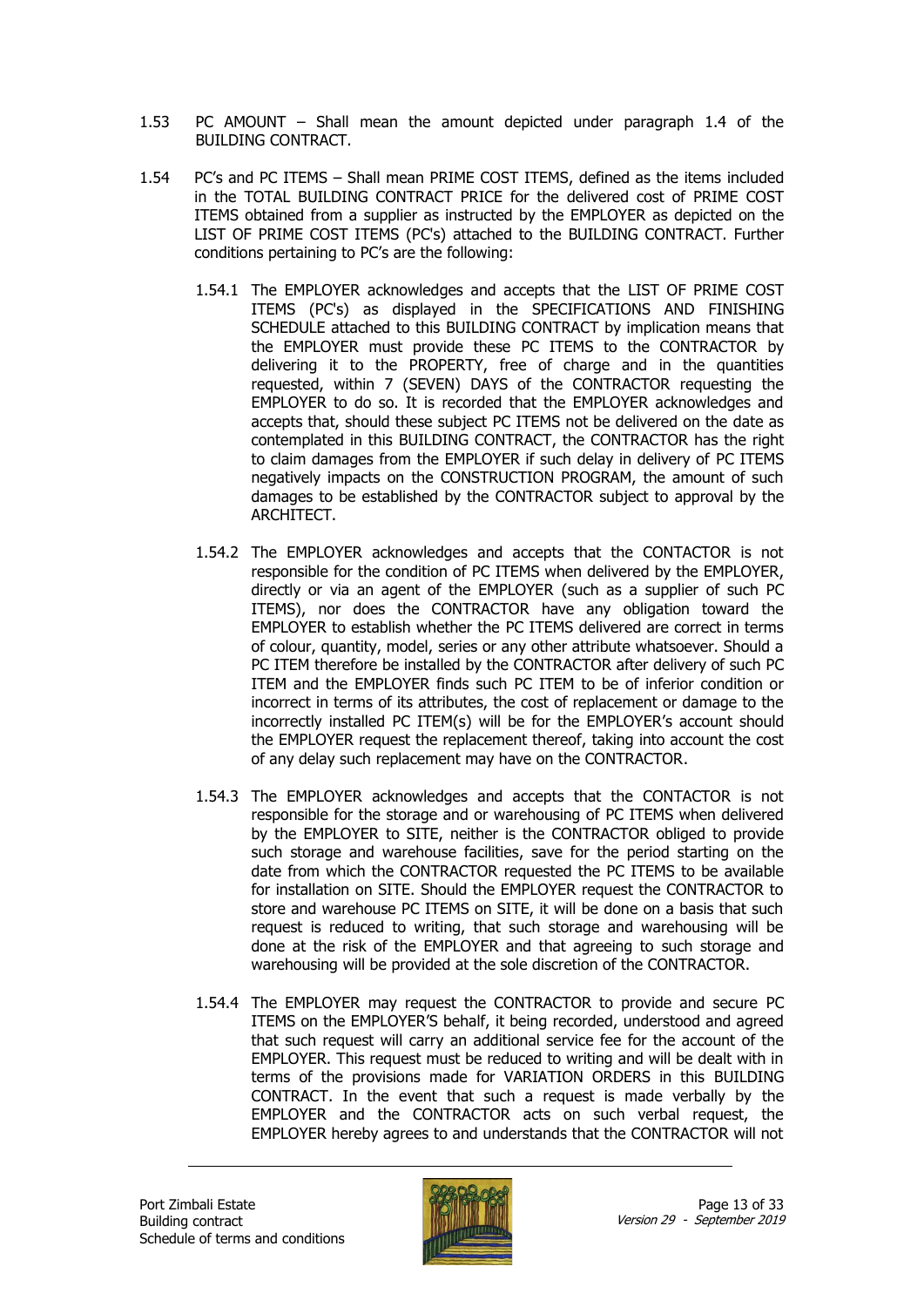1.53 PC AMOUNT – Shall mean the amount depicted under paragraph 1.4 of the BUILDING CONTRACT.

1.54 PC's and PC ITEMS – Shall mean PRIME COST ITEMS, defined as the items included in the TOTAL BUILDING CONTRACT PRICE for the delivered cost of PRIME COST ITEMS obtained from a supplier as instructed by the EMPLOYER as depicted on the LIST OF PRIME COST ITEMS (PC's) attached to the BUILDING CONTRACT. Further conditions pertaining to PC's are the following:

1.54.1 The EMPLOYER acknowledges and accepts that the LIST OF PRIME COST ITEMS (PC's) as displayed in the SPECIFICATIONS AND FINISHING SCHEDULE attached to this BUILDING CONTRACT by implication means that the EMPLOYER must provide these PC ITEMS to the CONTRACTOR by delivering it to the PROPERTY, free of charge and in the quantities requested, within 7 (SEVEN) DAYS of the CONTRACTOR requesting the EMPLOYER to do so. It is recorded that the EMPLOYER acknowledges and accepts that, should these subject PC ITEMS not be delivered on the date as contemplated in this BUILDING CONTRACT, the CONTRACTOR has the right to claim damages from the EMPLOYER if such delay in delivery of PC ITEMS negatively impacts on the CONSTRUCTION PROGRAM, the amount of such damages to be established by the CONTRACTOR subject to approval by the ARCHITECT.

1.54.2 The EMPLOYER acknowledges and accepts that the CONTACTOR is not responsible for the condition of PC ITEMS when delivered by the EMPLOYER, directly or via an agent of the EMPLOYER (such as a supplier of such PC ITEMS), nor does the CONTRACTOR have any obligation toward the EMPLOYER to establish whether the PC ITEMS delivered are correct in terms of colour, quantity, model, series or any other attribute whatsoever. Should a PC ITEM therefore be installed by the CONTRACTOR after delivery of such PC ITEM and the EMPLOYER finds such PC ITEM to be of inferior condition or incorrect in terms of its attributes, the cost of replacement or damage to the incorrectly installed PC ITEM(s) will be for the EMPLOYER's account should the EMPLOYER request the replacement thereof, taking into account the cost of any delay such replacement may have on the CONTRACTOR.

1.54.3 The EMPLOYER acknowledges and accepts that the CONTACTOR is not responsible for the storage and or warehousing of PC ITEMS when delivered by the EMPLOYER to SITE, neither is the CONTRACTOR obliged to provide such storage and warehouse facilities, save for the period starting on the date from which the CONTRACTOR requested the PC ITEMS to be available for installation on SITE. Should the EMPLOYER request the CONTRACTOR to store and warehouse PC ITEMS on SITE, it will be done on a basis that such request is reduced to writing, that such storage and warehousing will be done at the risk of the EMPLOYER and that agreeing to such storage and warehousing will be provided at the sole discretion of the CONTRACTOR.

1.54.4 The EMPLOYER may request the CONTRACTOR to provide and secure PC ITEMS on the EMPLOYER'S behalf, it being recorded, understood and agreed that such request will carry an additional service fee for the account of the EMPLOYER. This request must be reduced to writing and will be dealt with in terms of the provisions made for VARIATION ORDERS in this BUILDING CONTRACT. In the event that such a request is made verbally by the EMPLOYER and the CONTRACTOR acts on such verbal request, the EMPLOYER hereby agrees to and understands that the CONTRACTOR will not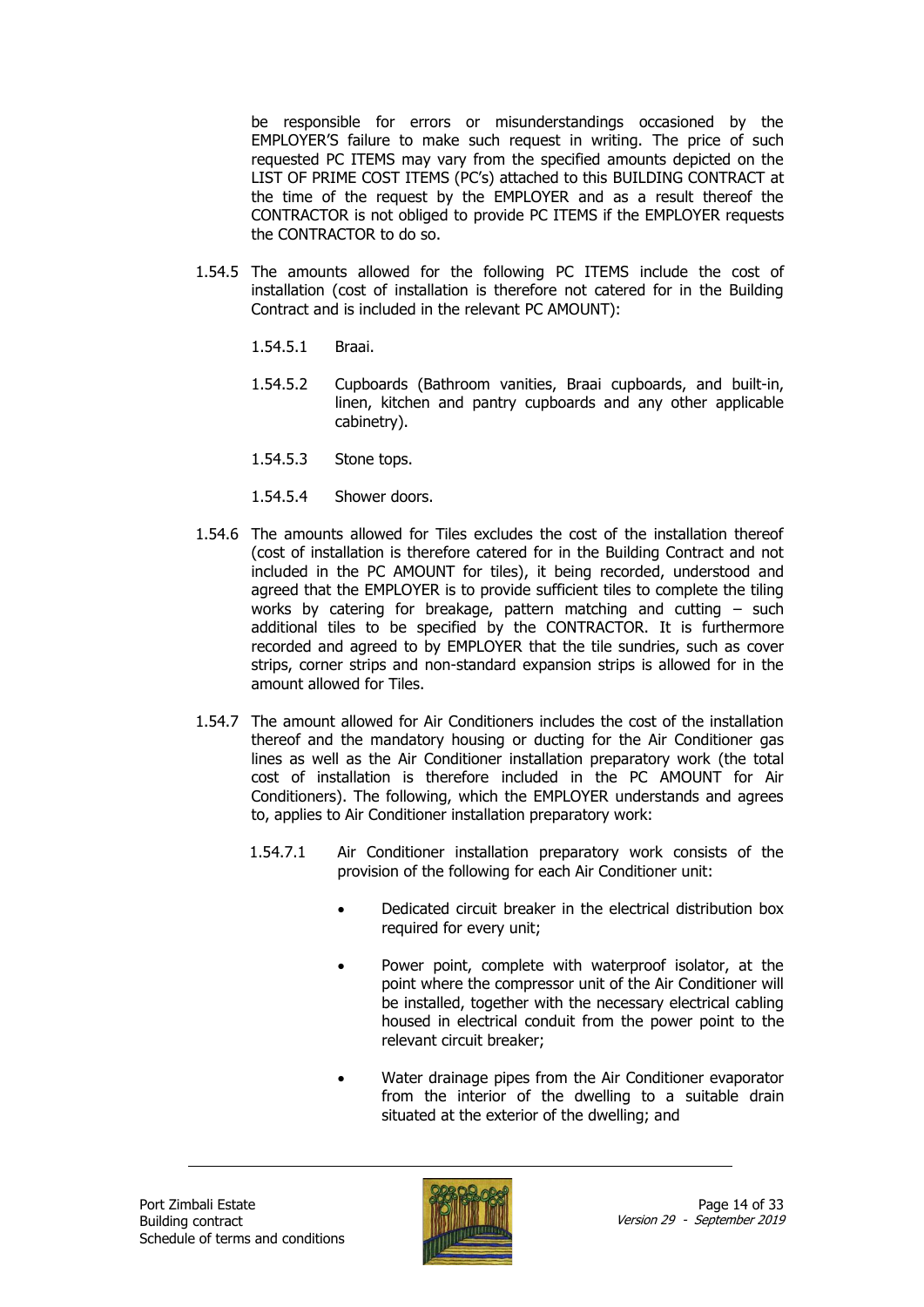be responsible for errors or misunderstandings occasioned by the EMPLOYER'S failure to make such request in writing. The price of such requested PC ITEMS may vary from the specified amounts depicted on the LIST OF PRIME COST ITEMS (PC's) attached to this BUILDING CONTRACT at the time of the request by the EMPLOYER and as a result thereof the CONTRACTOR is not obliged to provide PC ITEMS if the EMPLOYER requests the CONTRACTOR to do so.

1.54.5 The amounts allowed for the following PC ITEMS include the cost of installation (cost of installation is therefore not catered for in the Building Contract and is included in the relevant PC AMOUNT):

1.54.5.1 Braai.

1.54.5.2 Cupboards (Bathroom vanities, Braai cupboards, and built-in, linen, kitchen and pantry cupboards and any other applicable cabinetry).

1.54.5.3 Stone tops.

1.54.5.4 Shower doors.

1.54.6 The amounts allowed for Tiles excludes the cost of the installation thereof (cost of installation is therefore catered for in the Building Contract and not included in the PC AMOUNT for tiles), it being recorded, understood and agreed that the EMPLOYER is to provide sufficient tiles to complete the tiling works by catering for breakage, pattern matching and cutting – such additional tiles to be specified by the CONTRACTOR. It is furthermore recorded and agreed to by EMPLOYER that the tile sundries, such as cover strips, corner strips and non-standard expansion strips is allowed for in the amount allowed for Tiles.

1.54.7 The amount allowed for Air Conditioners includes the cost of the installation thereof and the mandatory housing or ducting for the Air Conditioner gas lines as well as the Air Conditioner installation preparatory work (the total cost of installation is therefore included in the PC AMOUNT for Air Conditioners). The following, which the EMPLOYER understands and agrees to, applies to Air Conditioner installation preparatory work:

1.54.7.1 Air Conditioner installation preparatory work consists of the provision of the following for each Air Conditioner unit:

- Dedicated circuit breaker in the electrical distribution box required for every unit;
- Power point, complete with waterproof isolator, at the point where the compressor unit of the Air Conditioner will be installed, together with the necessary electrical cabling housed in electrical conduit from the power point to the relevant circuit breaker;
- Water drainage pipes from the Air Conditioner evaporator from the interior of the dwelling to a suitable drain situated at the exterior of the dwelling; and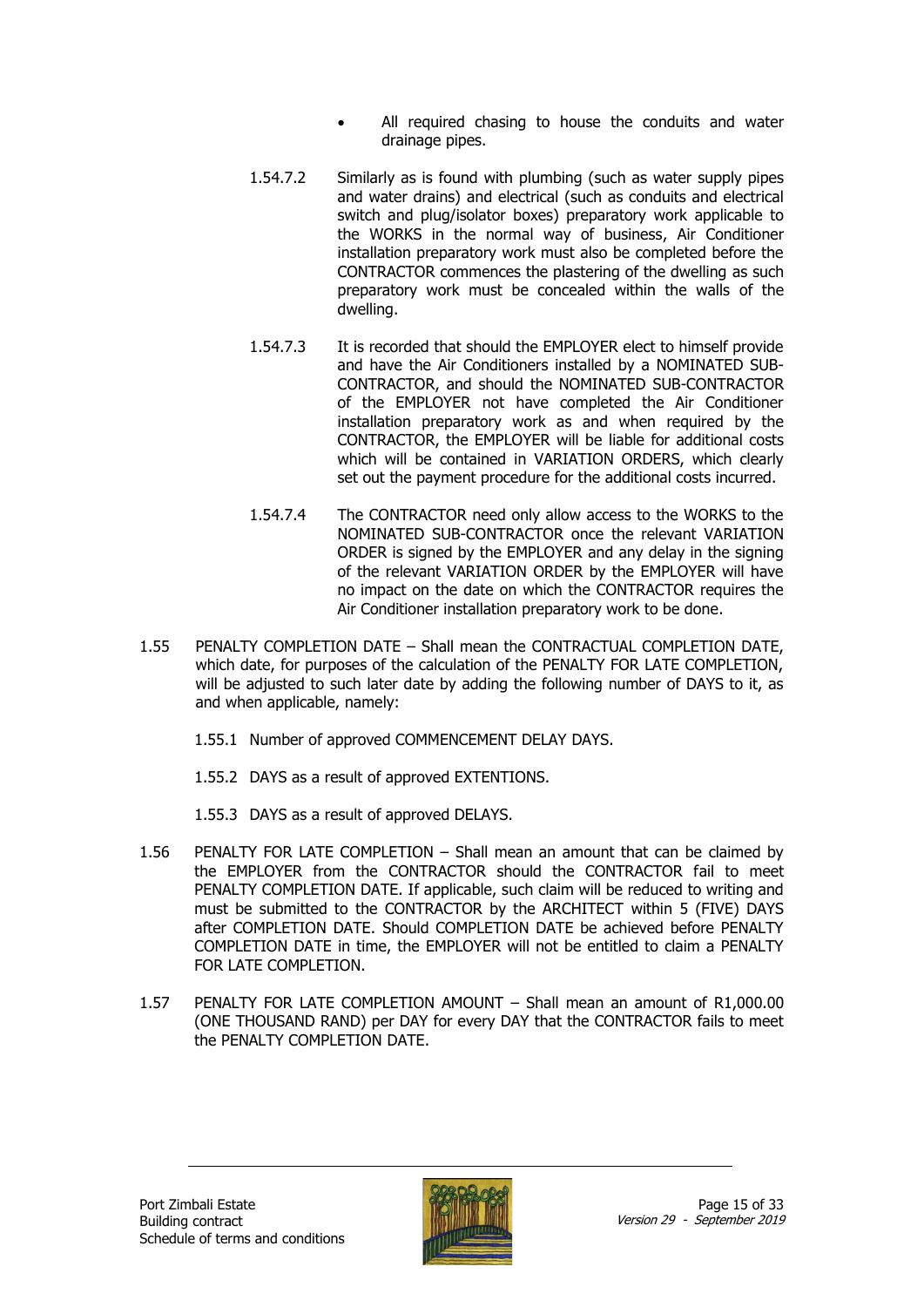- All required chasing to house the conduits and water drainage pipes.

1.54.7.2 Similarly as is found with plumbing (such as water supply pipes and water drains) and electrical (such as conduits and electrical switch and plug/isolator boxes) preparatory work applicable to the WORKS in the normal way of business, Air Conditioner installation preparatory work must also be completed before the CONTRACTOR commences the plastering of the dwelling as such preparatory work must be concealed within the walls of the dwelling.

1.54.7.3 It is recorded that should the EMPLOYER elect to himself provide and have the Air Conditioners installed by a NOMINATED SUB-CONTRACTOR, and should the NOMINATED SUB-CONTRACTOR of the EMPLOYER not have completed the Air Conditioner installation preparatory work as and when required by the CONTRACTOR, the EMPLOYER will be liable for additional costs which will be contained in VARIATION ORDERS, which clearly set out the payment procedure for the additional costs incurred.

1.54.7.4 The CONTRACTOR need only allow access to the WORKS to the NOMINATED SUB-CONTRACTOR once the relevant VARIATION ORDER is signed by the EMPLOYER and any delay in the signing of the relevant VARIATION ORDER by the EMPLOYER will have no impact on the date on which the CONTRACTOR requires the Air Conditioner installation preparatory work to be done.

1.55 PENALTY COMPLETION DATE – Shall mean the CONTRACTUAL COMPLETION DATE, which date, for purposes of the calculation of the PENALTY FOR LATE COMPLETION, will be adjusted to such later date by adding the following number of DAYS to it, as and when applicable, namely:

1.55.1 Number of approved COMMENCEMENT DELAY DAYS.

1.55.2 DAYS as a result of approved EXTENTIONS.

1.55.3 DAYS as a result of approved DELAYS.

1.56 PENALTY FOR LATE COMPLETION – Shall mean an amount that can be claimed by the EMPLOYER from the CONTRACTOR should the CONTRACTOR fail to meet PENALTY COMPLETION DATE. If applicable, such claim will be reduced to writing and must be submitted to the CONTRACTOR by the ARCHITECT within 5 (FIVE) DAYS after COMPLETION DATE. Should COMPLETION DATE be achieved before PENALTY COMPLETION DATE in time, the EMPLOYER will not be entitled to claim a PENALTY FOR LATE COMPLETION.

1.57 PENALTY FOR LATE COMPLETION AMOUNT – Shall mean an amount of R1,000.00 (ONE THOUSAND RAND) per DAY for every DAY that the CONTRACTOR fails to meet the PENALTY COMPLETION DATE.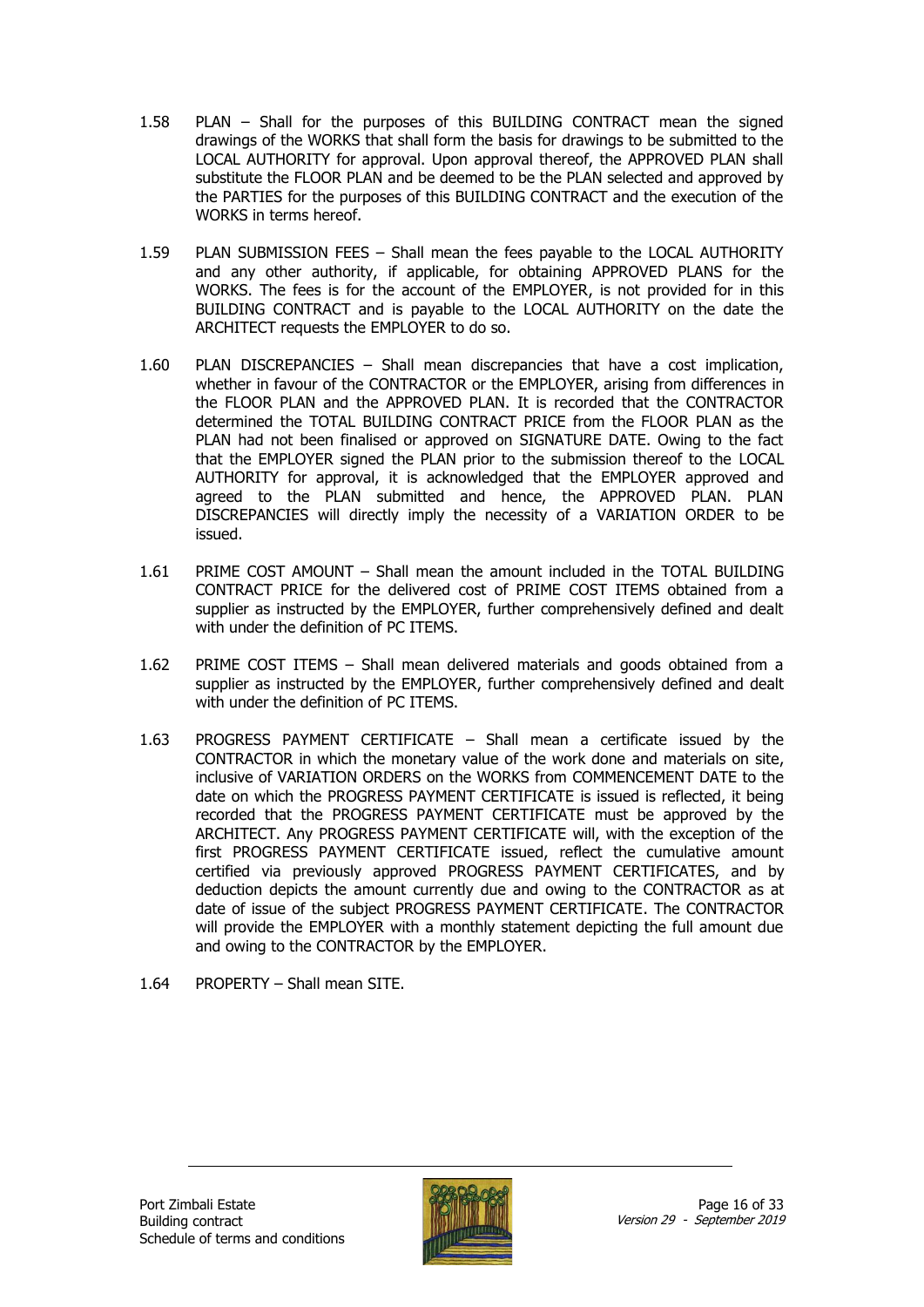1.58 PLAN – Shall for the purposes of this BUILDING CONTRACT mean the signed drawings of the WORKS that shall form the basis for drawings to be submitted to the LOCAL AUTHORITY for approval. Upon approval thereof, the APPROVED PLAN shall substitute the FLOOR PLAN and be deemed to be the PLAN selected and approved by the PARTIES for the purposes of this BUILDING CONTRACT and the execution of the WORKS in terms hereof.

1.59 PLAN SUBMISSION FEES – Shall mean the fees payable to the LOCAL AUTHORITY and any other authority, if applicable, for obtaining APPROVED PLANS for the WORKS. The fees is for the account of the EMPLOYER, is not provided for in this BUILDING CONTRACT and is payable to the LOCAL AUTHORITY on the date the ARCHITECT requests the EMPLOYER to do so.

1.60 PLAN DISCREPANCIES – Shall mean discrepancies that have a cost implication, whether in favour of the CONTRACTOR or the EMPLOYER, arising from differences in the FLOOR PLAN and the APPROVED PLAN. It is recorded that the CONTRACTOR determined the TOTAL BUILDING CONTRACT PRICE from the FLOOR PLAN as the PLAN had not been finalised or approved on SIGNATURE DATE. Owing to the fact that the EMPLOYER signed the PLAN prior to the submission thereof to the LOCAL AUTHORITY for approval, it is acknowledged that the EMPLOYER approved and agreed to the PLAN submitted and hence, the APPROVED PLAN. PLAN DISCREPANCIES will directly imply the necessity of a VARIATION ORDER to be issued.

1.61 PRIME COST AMOUNT – Shall mean the amount included in the TOTAL BUILDING CONTRACT PRICE for the delivered cost of PRIME COST ITEMS obtained from a supplier as instructed by the EMPLOYER, further comprehensively defined and dealt with under the definition of PC ITEMS.

1.62 PRIME COST ITEMS – Shall mean delivered materials and goods obtained from a supplier as instructed by the EMPLOYER, further comprehensively defined and dealt with under the definition of PC ITEMS.

1.63 PROGRESS PAYMENT CERTIFICATE – Shall mean a certificate issued by the CONTRACTOR in which the monetary value of the work done and materials on site, inclusive of VARIATION ORDERS on the WORKS from COMMENCEMENT DATE to the date on which the PROGRESS PAYMENT CERTIFICATE is issued is reflected, it being recorded that the PROGRESS PAYMENT CERTIFICATE must be approved by the ARCHITECT. Any PROGRESS PAYMENT CERTIFICATE will, with the exception of the first PROGRESS PAYMENT CERTIFICATE issued, reflect the cumulative amount certified via previously approved PROGRESS PAYMENT CERTIFICATES, and by deduction depicts the amount currently due and owing to the CONTRACTOR as at date of issue of the subject PROGRESS PAYMENT CERTIFICATE. The CONTRACTOR will provide the EMPLOYER with a monthly statement depicting the full amount due and owing to the CONTRACTOR by the EMPLOYER.

1.64 PROPERTY – Shall mean SITE.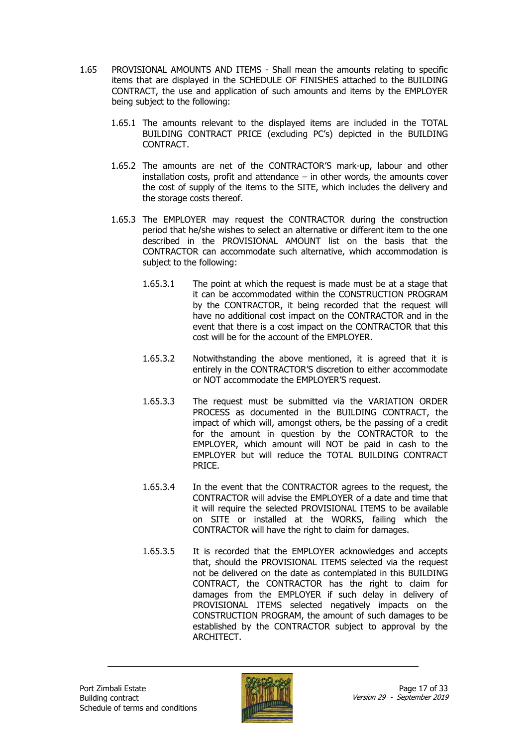1.65 PROVISIONAL AMOUNTS AND ITEMS - Shall mean the amounts relating to specific items that are displayed in the SCHEDULE OF FINISHES attached to the BUILDING CONTRACT, the use and application of such amounts and items by the EMPLOYER being subject to the following:

1.65.1 The amounts relevant to the displayed items are included in the TOTAL BUILDING CONTRACT PRICE (excluding PC's) depicted in the BUILDING CONTRACT.

1.65.2 The amounts are net of the CONTRACTOR'S mark-up, labour and other installation costs, profit and attendance – in other words, the amounts cover the cost of supply of the items to the SITE, which includes the delivery and the storage costs thereof.

1.65.3 The EMPLOYER may request the CONTRACTOR during the construction period that he/she wishes to select an alternative or different item to the one described in the PROVISIONAL AMOUNT list on the basis that the CONTRACTOR can accommodate such alternative, which accommodation is subject to the following:

1.65.3.1 The point at which the request is made must be at a stage that it can be accommodated within the CONSTRUCTION PROGRAM by the CONTRACTOR, it being recorded that the request will have no additional cost impact on the CONTRACTOR and in the event that there is a cost impact on the CONTRACTOR that this cost will be for the account of the EMPLOYER.

1.65.3.2 Notwithstanding the above mentioned, it is agreed that it is entirely in the CONTRACTOR'S discretion to either accommodate or NOT accommodate the EMPLOYER'S request.

1.65.3.3 The request must be submitted via the VARIATION ORDER PROCESS as documented in the BUILDING CONTRACT, the impact of which will, amongst others, be the passing of a credit for the amount in question by the CONTRACTOR to the EMPLOYER, which amount will NOT be paid in cash to the EMPLOYER but will reduce the TOTAL BUILDING CONTRACT PRICE.

1.65.3.4 In the event that the CONTRACTOR agrees to the request, the CONTRACTOR will advise the EMPLOYER of a date and time that it will require the selected PROVISIONAL ITEMS to be available on SITE or installed at the WORKS, failing which the CONTRACTOR will have the right to claim for damages.

1.65.3.5 It is recorded that the EMPLOYER acknowledges and accepts that, should the PROVISIONAL ITEMS selected via the request not be delivered on the date as contemplated in this BUILDING CONTRACT, the CONTRACTOR has the right to claim for damages from the EMPLOYER if such delay in delivery of PROVISIONAL ITEMS selected negatively impacts on the CONSTRUCTION PROGRAM, the amount of such damages to be established by the CONTRACTOR subject to approval by the ARCHITECT.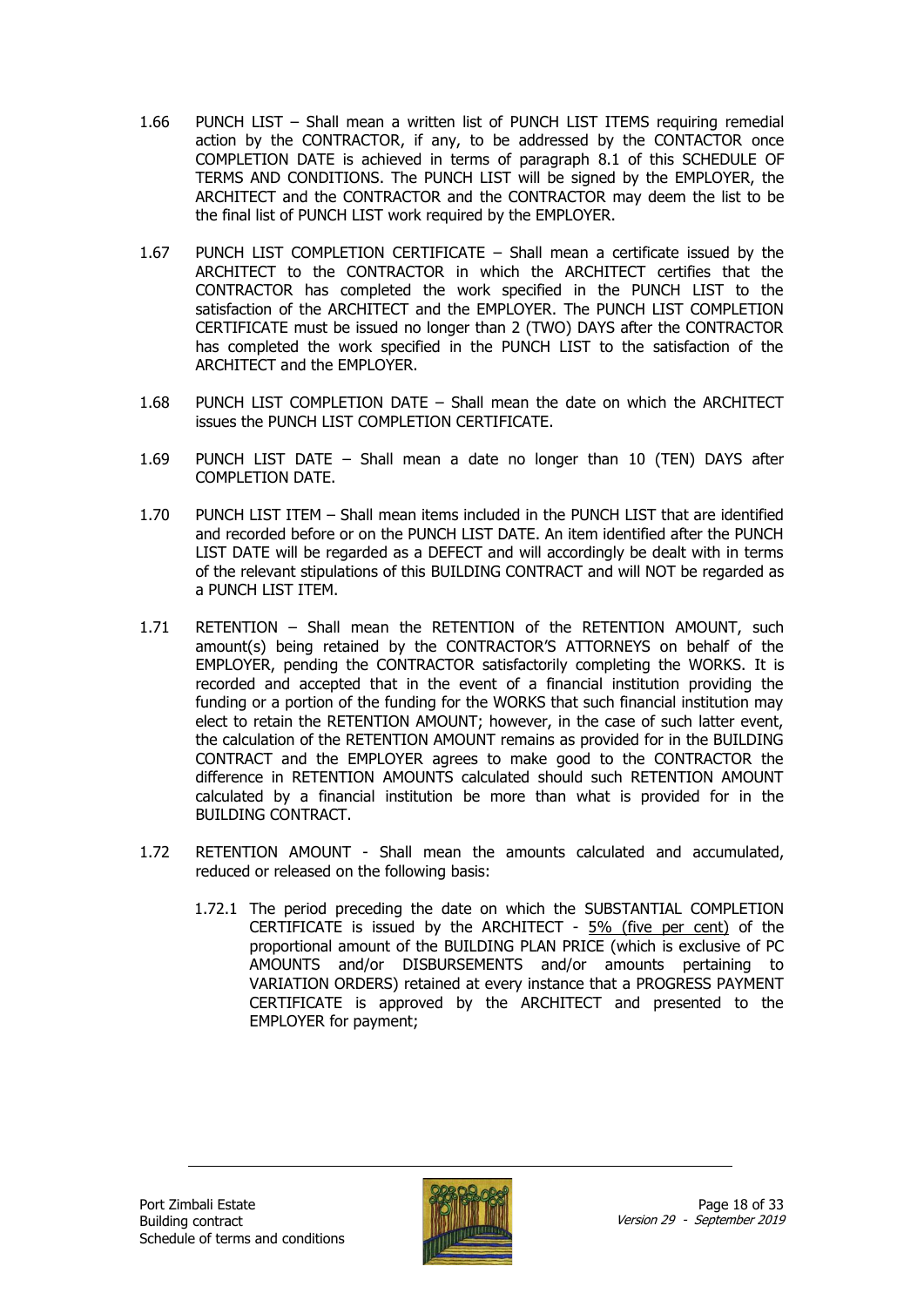1.66 PUNCH LIST – Shall mean a written list of PUNCH LIST ITEMS requiring remedial action by the CONTRACTOR, if any, to be addressed by the CONTACTOR once COMPLETION DATE is achieved in terms of paragraph 8.1 of this SCHEDULE OF TERMS AND CONDITIONS. The PUNCH LIST will be signed by the EMPLOYER, the ARCHITECT and the CONTRACTOR and the CONTRACTOR may deem the list to be the final list of PUNCH LIST work required by the EMPLOYER.

1.67 PUNCH LIST COMPLETION CERTIFICATE – Shall mean a certificate issued by the ARCHITECT to the CONTRACTOR in which the ARCHITECT certifies that the CONTRACTOR has completed the work specified in the PUNCH LIST to the satisfaction of the ARCHITECT and the EMPLOYER. The PUNCH LIST COMPLETION CERTIFICATE must be issued no longer than 2 (TWO) DAYS after the CONTRACTOR has completed the work specified in the PUNCH LIST to the satisfaction of the ARCHITECT and the EMPLOYER.

1.68 PUNCH LIST COMPLETION DATE – Shall mean the date on which the ARCHITECT issues the PUNCH LIST COMPLETION CERTIFICATE.

1.69 PUNCH LIST DATE – Shall mean a date no longer than 10 (TEN) DAYS after COMPLETION DATE.

1.70 PUNCH LIST ITEM – Shall mean items included in the PUNCH LIST that are identified and recorded before or on the PUNCH LIST DATE. An item identified after the PUNCH LIST DATE will be regarded as a DEFECT and will accordingly be dealt with in terms of the relevant stipulations of this BUILDING CONTRACT and will NOT be regarded as a PUNCH LIST ITEM.

1.71 RETENTION – Shall mean the RETENTION of the RETENTION AMOUNT, such amount(s) being retained by the CONTRACTOR'S ATTORNEYS on behalf of the EMPLOYER, pending the CONTRACTOR satisfactorily completing the WORKS. It is recorded and accepted that in the event of a financial institution providing the funding or a portion of the funding for the WORKS that such financial institution may elect to retain the RETENTION AMOUNT; however, in the case of such latter event, the calculation of the RETENTION AMOUNT remains as provided for in the BUILDING CONTRACT and the EMPLOYER agrees to make good to the CONTRACTOR the difference in RETENTION AMOUNTS calculated should such RETENTION AMOUNT calculated by a financial institution be more than what is provided for in the BUILDING CONTRACT.

1.72 RETENTION AMOUNT - Shall mean the amounts calculated and accumulated, reduced or released on the following basis:

1.72.1 The period preceding the date on which the SUBSTANTIAL COMPLETION CERTIFICATE is issued by the ARCHITECT - 5% (five per cent) of the proportional amount of the BUILDING PLAN PRICE (which is exclusive of PC AMOUNTS and/or DISBURSEMENTS and/or amounts pertaining to VARIATION ORDERS) retained at every instance that a PROGRESS PAYMENT CERTIFICATE is approved by the ARCHITECT and presented to the EMPLOYER for payment;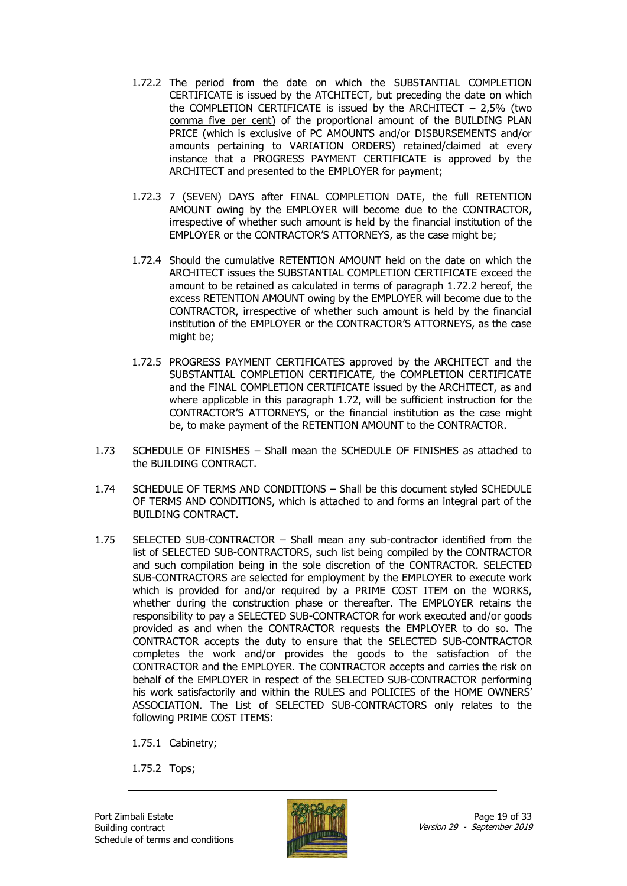1.72.2 The period from the date on which the SUBSTANTIAL COMPLETION CERTIFICATE is issued by the ATCHITECT, but preceding the date on which the COMPLETION CERTIFICATE is issued by the ARCHITECT – 2,5% (two comma five per cent) of the proportional amount of the BUILDING PLAN PRICE (which is exclusive of PC AMOUNTS and/or DISBURSEMENTS and/or amounts pertaining to VARIATION ORDERS) retained/claimed at every instance that a PROGRESS PAYMENT CERTIFICATE is approved by the ARCHITECT and presented to the EMPLOYER for payment;

1.72.3 7 (SEVEN) DAYS after FINAL COMPLETION DATE, the full RETENTION AMOUNT owing by the EMPLOYER will become due to the CONTRACTOR, irrespective of whether such amount is held by the financial institution of the EMPLOYER or the CONTRACTOR'S ATTORNEYS, as the case might be;

1.72.4 Should the cumulative RETENTION AMOUNT held on the date on which the ARCHITECT issues the SUBSTANTIAL COMPLETION CERTIFICATE exceed the amount to be retained as calculated in terms of paragraph 1.72.2 hereof, the excess RETENTION AMOUNT owing by the EMPLOYER will become due to the CONTRACTOR, irrespective of whether such amount is held by the financial institution of the EMPLOYER or the CONTRACTOR'S ATTORNEYS, as the case might be;

1.72.5 PROGRESS PAYMENT CERTIFICATES approved by the ARCHITECT and the SUBSTANTIAL COMPLETION CERTIFICATE, the COMPLETION CERTIFICATE and the FINAL COMPLETION CERTIFICATE issued by the ARCHITECT, as and where applicable in this paragraph 1.72, will be sufficient instruction for the CONTRACTOR'S ATTORNEYS, or the financial institution as the case might be, to make payment of the RETENTION AMOUNT to the CONTRACTOR.

1.73 SCHEDULE OF FINISHES – Shall mean the SCHEDULE OF FINISHES as attached to the BUILDING CONTRACT.

1.74 SCHEDULE OF TERMS AND CONDITIONS – Shall be this document styled SCHEDULE OF TERMS AND CONDITIONS, which is attached to and forms an integral part of the BUILDING CONTRACT.

1.75 SELECTED SUB-CONTRACTOR – Shall mean any sub-contractor identified from the list of SELECTED SUB-CONTRACTORS, such list being compiled by the CONTRACTOR and such compilation being in the sole discretion of the CONTRACTOR. SELECTED SUB-CONTRACTORS are selected for employment by the EMPLOYER to execute work which is provided for and/or required by a PRIME COST ITEM on the WORKS, whether during the construction phase or thereafter. The EMPLOYER retains the responsibility to pay a SELECTED SUB-CONTRACTOR for work executed and/or goods provided as and when the CONTRACTOR requests the EMPLOYER to do so. The CONTRACTOR accepts the duty to ensure that the SELECTED SUB-CONTRACTOR completes the work and/or provides the goods to the satisfaction of the CONTRACTOR and the EMPLOYER. The CONTRACTOR accepts and carries the risk on behalf of the EMPLOYER in respect of the SELECTED SUB-CONTRACTOR performing his work satisfactorily and within the RULES and POLICIES of the HOME OWNERS' ASSOCIATION. The List of SELECTED SUB-CONTRACTORS only relates to the following PRIME COST ITEMS:

1.75.1 Cabinetry;

1.75.2 Tops;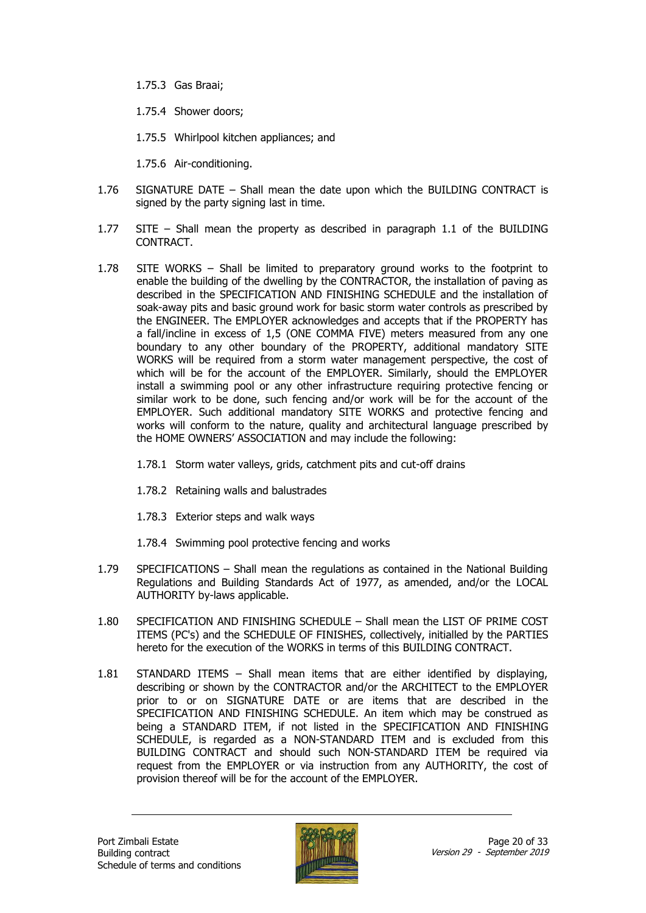1.75.3 Gas Braai;

1.75.4 Shower doors;

1.75.5 Whirlpool kitchen appliances; and

1.75.6 Air-conditioning.

1.76 SIGNATURE DATE – Shall mean the date upon which the BUILDING CONTRACT is signed by the party signing last in time.

1.77 SITE – Shall mean the property as described in paragraph 1.1 of the BUILDING CONTRACT.

1.78 SITE WORKS – Shall be limited to preparatory ground works to the footprint to enable the building of the dwelling by the CONTRACTOR, the installation of paving as described in the SPECIFICATION AND FINISHING SCHEDULE and the installation of soak-away pits and basic ground work for basic storm water controls as prescribed by the ENGINEER. The EMPLOYER acknowledges and accepts that if the PROPERTY has a fall/incline in excess of 1,5 (ONE COMMA FIVE) meters measured from any one boundary to any other boundary of the PROPERTY, additional mandatory SITE WORKS will be required from a storm water management perspective, the cost of which will be for the account of the EMPLOYER. Similarly, should the EMPLOYER install a swimming pool or any other infrastructure requiring protective fencing or similar work to be done, such fencing and/or work will be for the account of the EMPLOYER. Such additional mandatory SITE WORKS and protective fencing and works will conform to the nature, quality and architectural language prescribed by the HOME OWNERS' ASSOCIATION and may include the following:

1.78.1 Storm water valleys, grids, catchment pits and cut-off drains

1.78.2 Retaining walls and balustrades

1.78.3 Exterior steps and walk ways

1.78.4 Swimming pool protective fencing and works

1.79 SPECIFICATIONS – Shall mean the regulations as contained in the National Building Regulations and Building Standards Act of 1977, as amended, and/or the LOCAL AUTHORITY by-laws applicable.

1.80 SPECIFICATION AND FINISHING SCHEDULE – Shall mean the LIST OF PRIME COST ITEMS (PC's) and the SCHEDULE OF FINISHES, collectively, initialled by the PARTIES hereto for the execution of the WORKS in terms of this BUILDING CONTRACT.

1.81 STANDARD ITEMS – Shall mean items that are either identified by displaying, describing or shown by the CONTRACTOR and/or the ARCHITECT to the EMPLOYER prior to or on SIGNATURE DATE or are items that are described in the SPECIFICATION AND FINISHING SCHEDULE. An item which may be construed as being a STANDARD ITEM, if not listed in the SPECIFICATION AND FINISHING SCHEDULE, is regarded as a NON-STANDARD ITEM and is excluded from this BUILDING CONTRACT and should such NON-STANDARD ITEM be required via request from the EMPLOYER or via instruction from any AUTHORITY, the cost of provision thereof will be for the account of the EMPLOYER.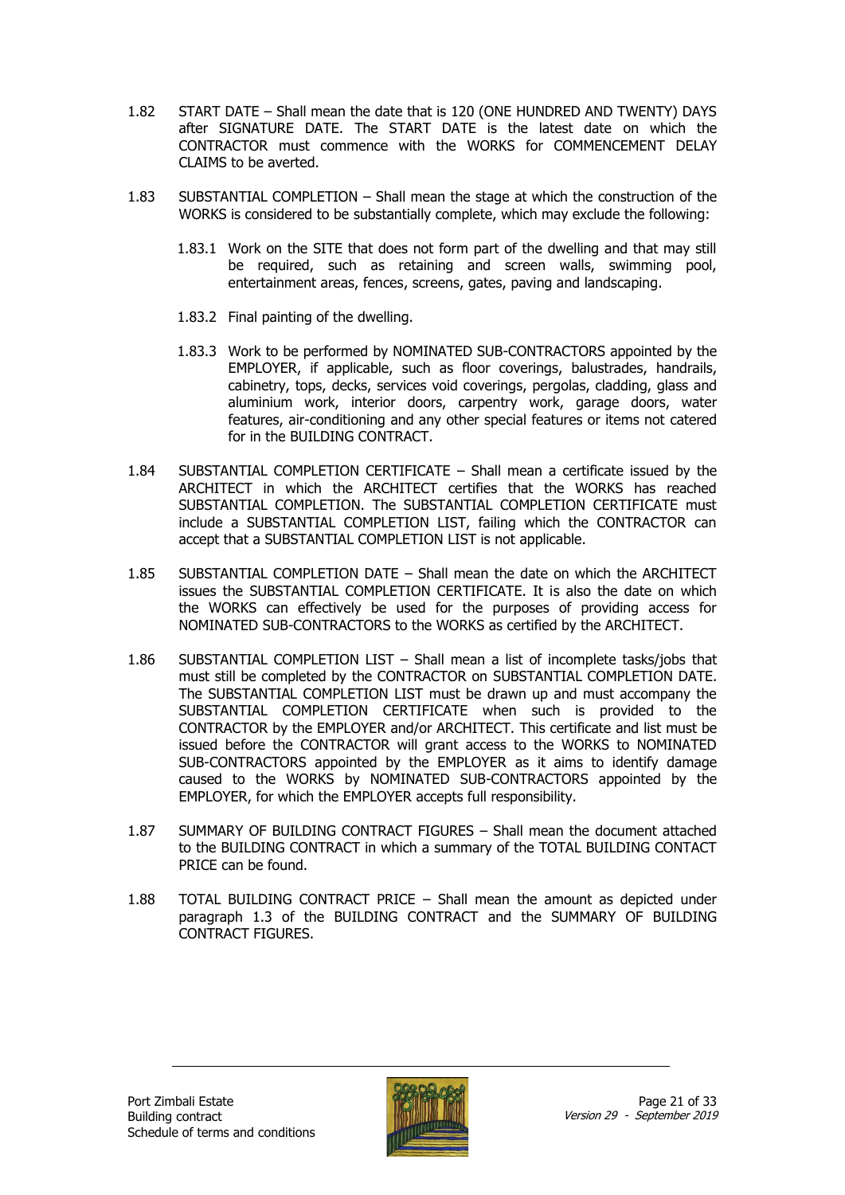1.82 START DATE – Shall mean the date that is 120 (ONE HUNDRED AND TWENTY) DAYS after SIGNATURE DATE. The START DATE is the latest date on which the CONTRACTOR must commence with the WORKS for COMMENCEMENT DELAY CLAIMS to be averted.

1.83 SUBSTANTIAL COMPLETION – Shall mean the stage at which the construction of the WORKS is considered to be substantially complete, which may exclude the following:

  1.83.1 Work on the SITE that does not form part of the dwelling and that may still be required, such as retaining and screen walls, swimming pool, entertainment areas, fences, screens, gates, paving and landscaping.

  1.83.2 Final painting of the dwelling.

  1.83.3 Work to be performed by NOMINATED SUB-CONTRACTORS appointed by the EMPLOYER, if applicable, such as floor coverings, balustrades, handrails, cabinetry, tops, decks, services void coverings, pergolas, cladding, glass and aluminium work, interior doors, carpentry work, garage doors, water features, air-conditioning and any other special features or items not catered for in the BUILDING CONTRACT.

1.84 SUBSTANTIAL COMPLETION CERTIFICATE – Shall mean a certificate issued by the ARCHITECT in which the ARCHITECT certifies that the WORKS has reached SUBSTANTIAL COMPLETION. The SUBSTANTIAL COMPLETION CERTIFICATE must include a SUBSTANTIAL COMPLETION LIST, failing which the CONTRACTOR can accept that a SUBSTANTIAL COMPLETION LIST is not applicable.

1.85 SUBSTANTIAL COMPLETION DATE – Shall mean the date on which the ARCHITECT issues the SUBSTANTIAL COMPLETION CERTIFICATE. It is also the date on which the WORKS can effectively be used for the purposes of providing access for NOMINATED SUB-CONTRACTORS to the WORKS as certified by the ARCHITECT.

1.86 SUBSTANTIAL COMPLETION LIST – Shall mean a list of incomplete tasks/jobs that must still be completed by the CONTRACTOR on SUBSTANTIAL COMPLETION DATE. The SUBSTANTIAL COMPLETION LIST must be drawn up and must accompany the SUBSTANTIAL COMPLETION CERTIFICATE when such is provided to the CONTRACTOR by the EMPLOYER and/or ARCHITECT. This certificate and list must be issued before the CONTRACTOR will grant access to the WORKS to NOMINATED SUB-CONTRACTORS appointed by the EMPLOYER as it aims to identify damage caused to the WORKS by NOMINATED SUB-CONTRACTORS appointed by the EMPLOYER, for which the EMPLOYER accepts full responsibility.

1.87 SUMMARY OF BUILDING CONTRACT FIGURES – Shall mean the document attached to the BUILDING CONTRACT in which a summary of the TOTAL BUILDING CONTACT PRICE can be found.

1.88 TOTAL BUILDING CONTRACT PRICE – Shall mean the amount as depicted under paragraph 1.3 of the BUILDING CONTRACT and the SUMMARY OF BUILDING CONTRACT FIGURES.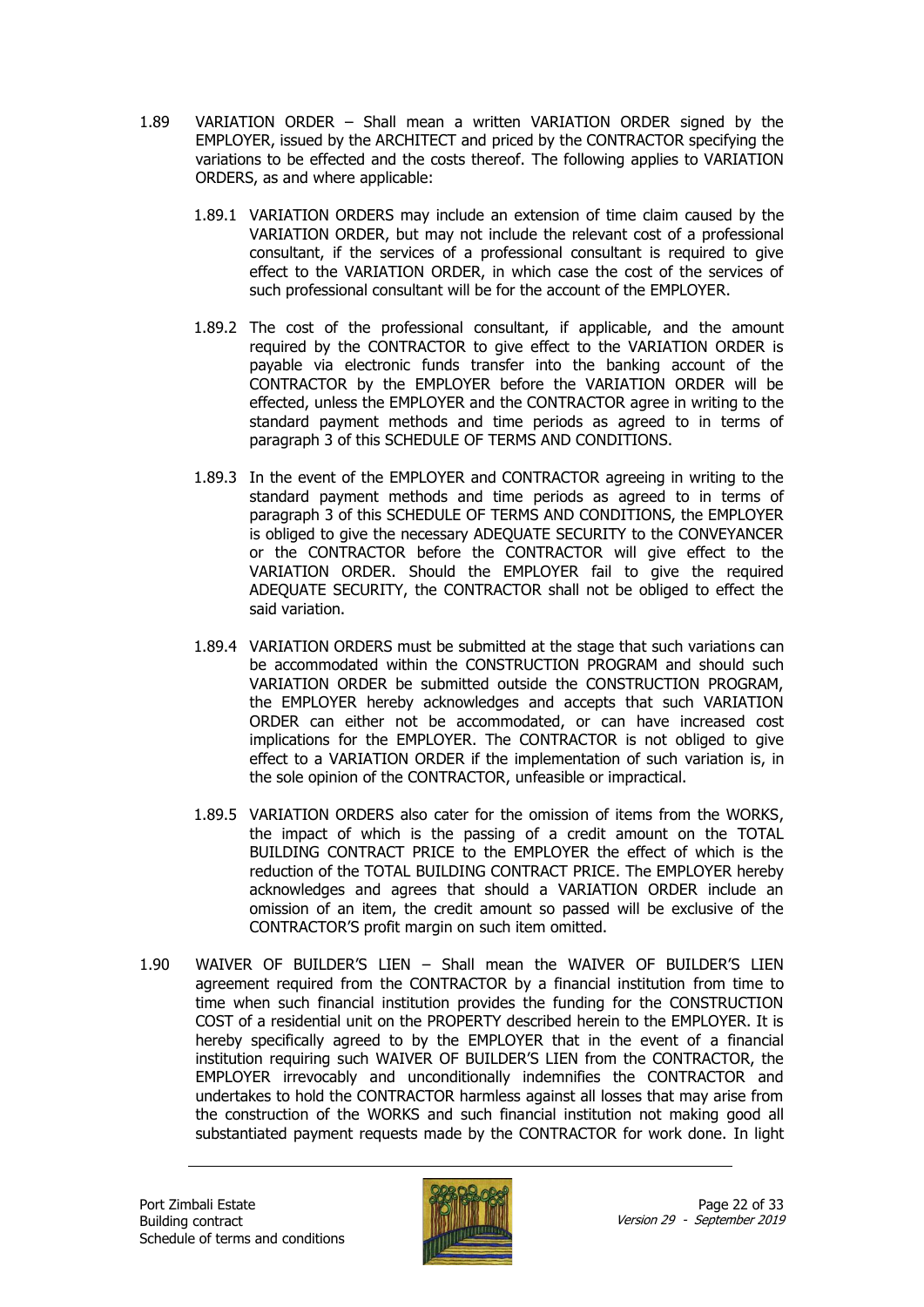1.89 VARIATION ORDER – Shall mean a written VARIATION ORDER signed by the EMPLOYER, issued by the ARCHITECT and priced by the CONTRACTOR specifying the variations to be effected and the costs thereof. The following applies to VARIATION ORDERS, as and where applicable:

1.89.1 VARIATION ORDERS may include an extension of time claim caused by the VARIATION ORDER, but may not include the relevant cost of a professional consultant, if the services of a professional consultant is required to give effect to the VARIATION ORDER, in which case the cost of the services of such professional consultant will be for the account of the EMPLOYER.

1.89.2 The cost of the professional consultant, if applicable, and the amount required by the CONTRACTOR to give effect to the VARIATION ORDER is payable via electronic funds transfer into the banking account of the CONTRACTOR by the EMPLOYER before the VARIATION ORDER will be effected, unless the EMPLOYER and the CONTRACTOR agree in writing to the standard payment methods and time periods as agreed to in terms of paragraph 3 of this SCHEDULE OF TERMS AND CONDITIONS.

1.89.3 In the event of the EMPLOYER and CONTRACTOR agreeing in writing to the standard payment methods and time periods as agreed to in terms of paragraph 3 of this SCHEDULE OF TERMS AND CONDITIONS, the EMPLOYER is obliged to give the necessary ADEQUATE SECURITY to the CONVEYANCER or the CONTRACTOR before the CONTRACTOR will give effect to the VARIATION ORDER. Should the EMPLOYER fail to give the required ADEQUATE SECURITY, the CONTRACTOR shall not be obliged to effect the said variation.

1.89.4 VARIATION ORDERS must be submitted at the stage that such variations can be accommodated within the CONSTRUCTION PROGRAM and should such VARIATION ORDER be submitted outside the CONSTRUCTION PROGRAM, the EMPLOYER hereby acknowledges and accepts that such VARIATION ORDER can either not be accommodated, or can have increased cost implications for the EMPLOYER. The CONTRACTOR is not obliged to give effect to a VARIATION ORDER if the implementation of such variation is, in the sole opinion of the CONTRACTOR, unfeasible or impractical.

1.89.5 VARIATION ORDERS also cater for the omission of items from the WORKS, the impact of which is the passing of a credit amount on the TOTAL BUILDING CONTRACT PRICE to the EMPLOYER the effect of which is the reduction of the TOTAL BUILDING CONTRACT PRICE. The EMPLOYER hereby acknowledges and agrees that should a VARIATION ORDER include an omission of an item, the credit amount so passed will be exclusive of the CONTRACTOR'S profit margin on such item omitted.

1.90 WAIVER OF BUILDER'S LIEN – Shall mean the WAIVER OF BUILDER'S LIEN agreement required from the CONTRACTOR by a financial institution from time to time when such financial institution provides the funding for the CONSTRUCTION COST of a residential unit on the PROPERTY described herein to the EMPLOYER. It is hereby specifically agreed to by the EMPLOYER that in the event of a financial institution requiring such WAIVER OF BUILDER'S LIEN from the CONTRACTOR, the EMPLOYER irrevocably and unconditionally indemnifies the CONTRACTOR and undertakes to hold the CONTRACTOR harmless against all losses that may arise from the construction of the WORKS and such financial institution not making good all substantiated payment requests made by the CONTRACTOR for work done. In light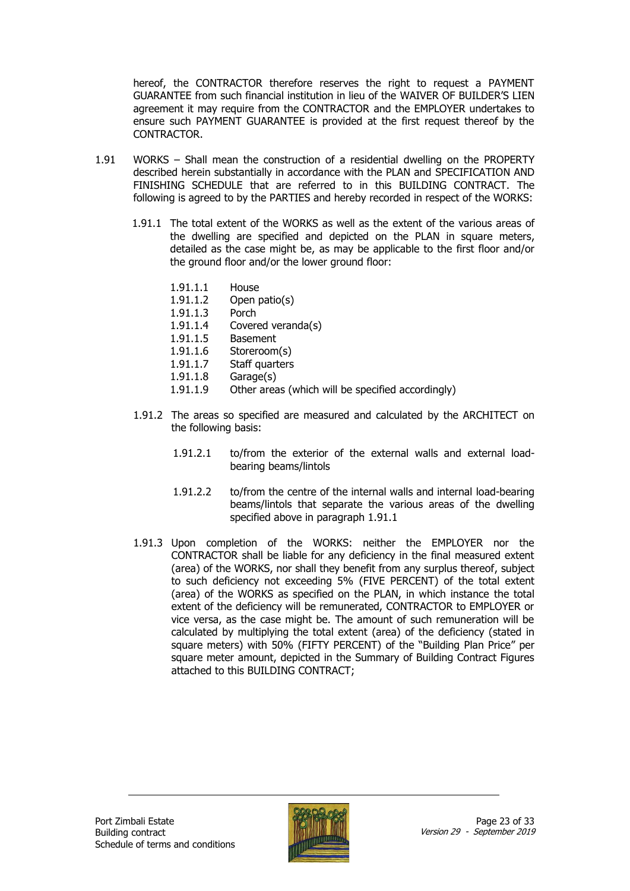hereof, the CONTRACTOR therefore reserves the right to request a PAYMENT GUARANTEE from such financial institution in lieu of the WAIVER OF BUILDER'S LIEN agreement it may require from the CONTRACTOR and the EMPLOYER undertakes to ensure such PAYMENT GUARANTEE is provided at the first request thereof by the CONTRACTOR.

1.91 WORKS – Shall mean the construction of a residential dwelling on the PROPERTY described herein substantially in accordance with the PLAN and SPECIFICATION AND FINISHING SCHEDULE that are referred to in this BUILDING CONTRACT. The following is agreed to by the PARTIES and hereby recorded in respect of the WORKS:

1.91.1 The total extent of the WORKS as well as the extent of the various areas of the dwelling are specified and depicted on the PLAN in square meters, detailed as the case might be, as may be applicable to the first floor and/or the ground floor and/or the lower ground floor:

1.91.1.1 House
1.91.1.2 Open patio(s)
1.91.1.3 Porch
1.91.1.4 Covered veranda(s)
1.91.1.5 Basement
1.91.1.6 Storeroom(s)
1.91.1.7 Staff quarters
1.91.1.8 Garage(s)
1.91.1.9 Other areas (which will be specified accordingly)

1.91.2 The areas so specified are measured and calculated by the ARCHITECT on the following basis:

1.91.2.1 to/from the exterior of the external walls and external load-bearing beams/lintols

1.91.2.2 to/from the centre of the internal walls and internal load-bearing beams/lintols that separate the various areas of the dwelling specified above in paragraph 1.91.1

1.91.3 Upon completion of the WORKS: neither the EMPLOYER nor the CONTRACTOR shall be liable for any deficiency in the final measured extent (area) of the WORKS, nor shall they benefit from any surplus thereof, subject to such deficiency not exceeding 5% (FIVE PERCENT) of the total extent (area) of the WORKS as specified on the PLAN, in which instance the total extent of the deficiency will be remunerated, CONTRACTOR to EMPLOYER or vice versa, as the case might be. The amount of such remuneration will be calculated by multiplying the total extent (area) of the deficiency (stated in square meters) with 50% (FIFTY PERCENT) of the "Building Plan Price" per square meter amount, depicted in the Summary of Building Contract Figures attached to this BUILDING CONTRACT;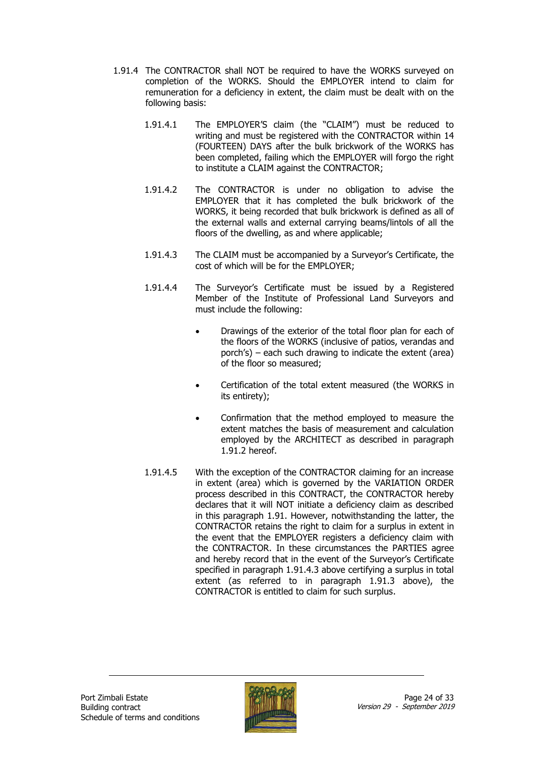1.91.4 The CONTRACTOR shall NOT be required to have the WORKS surveyed on completion of the WORKS. Should the EMPLOYER intend to claim for remuneration for a deficiency in extent, the claim must be dealt with on the following basis:

1.91.4.1 The EMPLOYER'S claim (the "CLAIM") must be reduced to writing and must be registered with the CONTRACTOR within 14 (FOURTEEN) DAYS after the bulk brickwork of the WORKS has been completed, failing which the EMPLOYER will forgo the right to institute a CLAIM against the CONTRACTOR;

1.91.4.2 The CONTRACTOR is under no obligation to advise the EMPLOYER that it has completed the bulk brickwork of the WORKS, it being recorded that bulk brickwork is defined as all of the external walls and external carrying beams/lintols of all the floors of the dwelling, as and where applicable;

1.91.4.3 The CLAIM must be accompanied by a Surveyor's Certificate, the cost of which will be for the EMPLOYER;

1.91.4.4 The Surveyor's Certificate must be issued by a Registered Member of the Institute of Professional Land Surveyors and must include the following:

- Drawings of the exterior of the total floor plan for each of the floors of the WORKS (inclusive of patios, verandas and porch's) – each such drawing to indicate the extent (area) of the floor so measured;
- Certification of the total extent measured (the WORKS in its entirety);
- Confirmation that the method employed to measure the extent matches the basis of measurement and calculation employed by the ARCHITECT as described in paragraph 1.91.2 hereof.

1.91.4.5 With the exception of the CONTRACTOR claiming for an increase in extent (area) which is governed by the VARIATION ORDER process described in this CONTRACT, the CONTRACTOR hereby declares that it will NOT initiate a deficiency claim as described in this paragraph 1.91. However, notwithstanding the latter, the CONTRACTOR retains the right to claim for a surplus in extent in the event that the EMPLOYER registers a deficiency claim with the CONTRACTOR. In these circumstances the PARTIES agree and hereby record that in the event of the Surveyor's Certificate specified in paragraph 1.91.4.3 above certifying a surplus in total extent (as referred to in paragraph 1.91.3 above), the CONTRACTOR is entitled to claim for such surplus.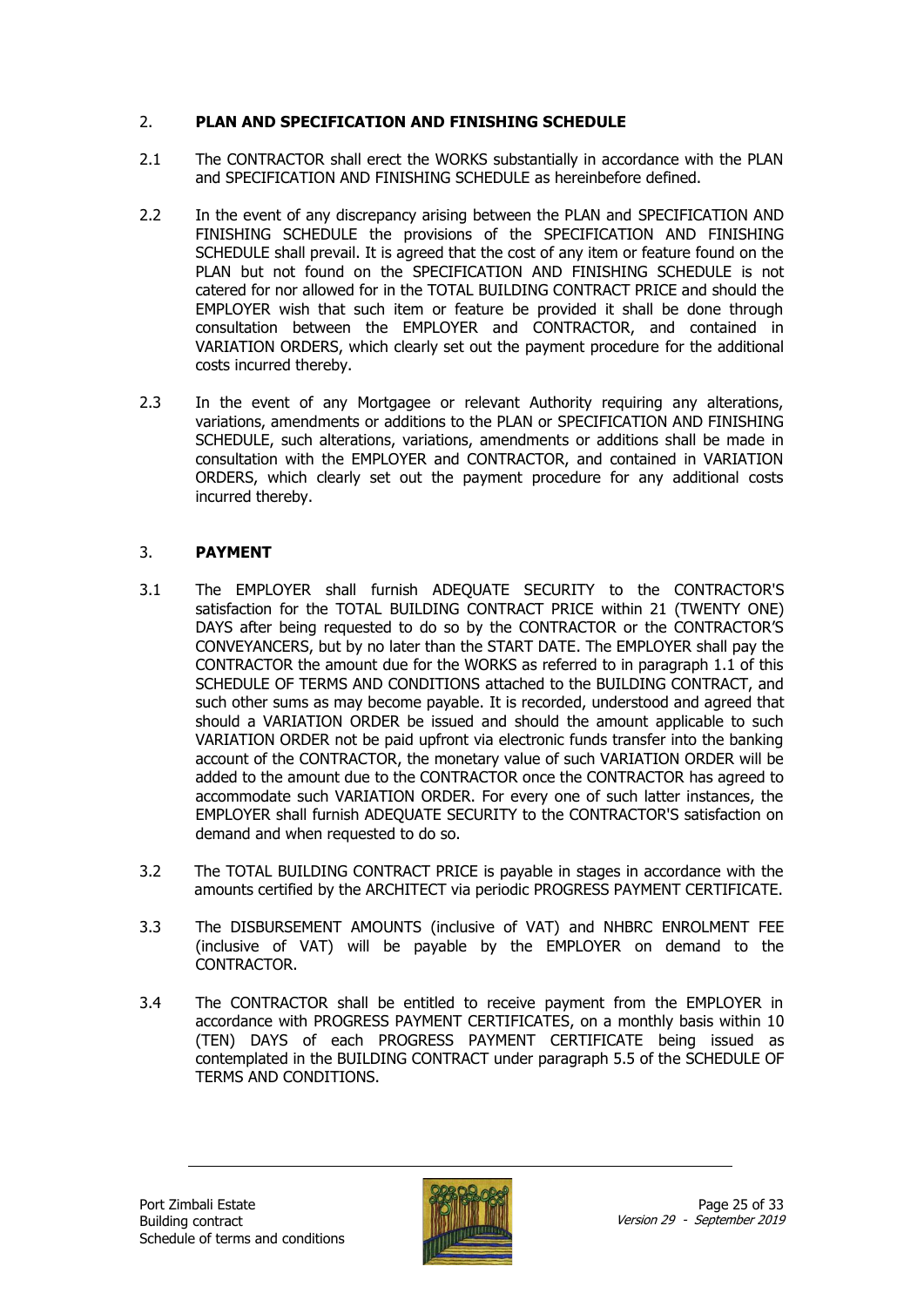## 2. PLAN AND SPECIFICATION AND FINISHING SCHEDULE

2.1 The CONTRACTOR shall erect the WORKS substantially in accordance with the PLAN and SPECIFICATION AND FINISHING SCHEDULE as hereinbefore defined.

2.2 In the event of any discrepancy arising between the PLAN and SPECIFICATION AND FINISHING SCHEDULE the provisions of the SPECIFICATION AND FINISHING SCHEDULE shall prevail. It is agreed that the cost of any item or feature found on the PLAN but not found on the SPECIFICATION AND FINISHING SCHEDULE is not catered for nor allowed for in the TOTAL BUILDING CONTRACT PRICE and should the EMPLOYER wish that such item or feature be provided it shall be done through consultation between the EMPLOYER and CONTRACTOR, and contained in VARIATION ORDERS, which clearly set out the payment procedure for the additional costs incurred thereby.

2.3 In the event of any Mortgagee or relevant Authority requiring any alterations, variations, amendments or additions to the PLAN or SPECIFICATION AND FINISHING SCHEDULE, such alterations, variations, amendments or additions shall be made in consultation with the EMPLOYER and CONTRACTOR, and contained in VARIATION ORDERS, which clearly set out the payment procedure for any additional costs incurred thereby.

## 3. PAYMENT

3.1 The EMPLOYER shall furnish ADEQUATE SECURITY to the CONTRACTOR'S satisfaction for the TOTAL BUILDING CONTRACT PRICE within 21 (TWENTY ONE) DAYS after being requested to do so by the CONTRACTOR or the CONTRACTOR'S CONVEYANCERS, but by no later than the START DATE. The EMPLOYER shall pay the CONTRACTOR the amount due for the WORKS as referred to in paragraph 1.1 of this SCHEDULE OF TERMS AND CONDITIONS attached to the BUILDING CONTRACT, and such other sums as may become payable. It is recorded, understood and agreed that should a VARIATION ORDER be issued and should the amount applicable to such VARIATION ORDER not be paid upfront via electronic funds transfer into the banking account of the CONTRACTOR, the monetary value of such VARIATION ORDER will be added to the amount due to the CONTRACTOR once the CONTRACTOR has agreed to accommodate such VARIATION ORDER. For every one of such latter instances, the EMPLOYER shall furnish ADEQUATE SECURITY to the CONTRACTOR'S satisfaction on demand and when requested to do so.

3.2 The TOTAL BUILDING CONTRACT PRICE is payable in stages in accordance with the amounts certified by the ARCHITECT via periodic PROGRESS PAYMENT CERTIFICATE.

3.3 The DISBURSEMENT AMOUNTS (inclusive of VAT) and NHBRC ENROLMENT FEE (inclusive of VAT) will be payable by the EMPLOYER on demand to the CONTRACTOR.

3.4 The CONTRACTOR shall be entitled to receive payment from the EMPLOYER in accordance with PROGRESS PAYMENT CERTIFICATES, on a monthly basis within 10 (TEN) DAYS of each PROGRESS PAYMENT CERTIFICATE being issued as contemplated in the BUILDING CONTRACT under paragraph 5.5 of the SCHEDULE OF TERMS AND CONDITIONS.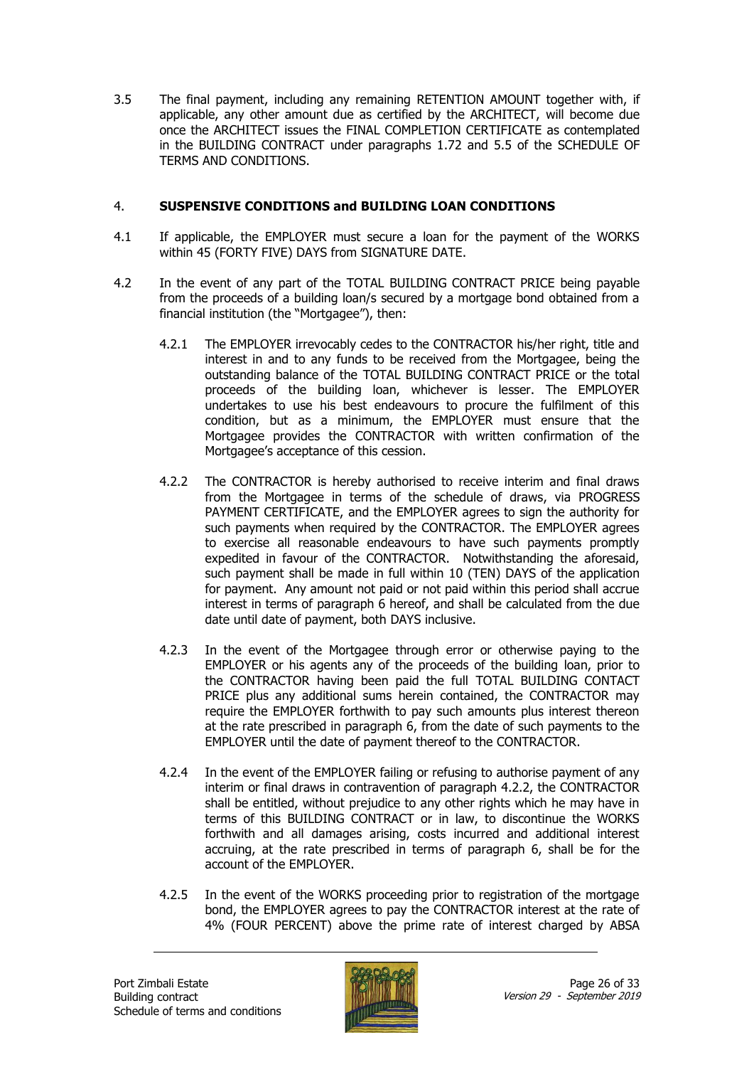3.5 The final payment, including any remaining RETENTION AMOUNT together with, if applicable, any other amount due as certified by the ARCHITECT, will become due once the ARCHITECT issues the FINAL COMPLETION CERTIFICATE as contemplated in the BUILDING CONTRACT under paragraphs 1.72 and 5.5 of the SCHEDULE OF TERMS AND CONDITIONS.

4. **SUSPENSIVE CONDITIONS and BUILDING LOAN CONDITIONS**

4.1 If applicable, the EMPLOYER must secure a loan for the payment of the WORKS within 45 (FORTY FIVE) DAYS from SIGNATURE DATE.

4.2 In the event of any part of the TOTAL BUILDING CONTRACT PRICE being payable from the proceeds of a building loan/s secured by a mortgage bond obtained from a financial institution (the "Mortgagee"), then:

4.2.1 The EMPLOYER irrevocably cedes to the CONTRACTOR his/her right, title and interest in and to any funds to be received from the Mortgagee, being the outstanding balance of the TOTAL BUILDING CONTRACT PRICE or the total proceeds of the building loan, whichever is lesser. The EMPLOYER undertakes to use his best endeavours to procure the fulfilment of this condition, but as a minimum, the EMPLOYER must ensure that the Mortgagee provides the CONTRACTOR with written confirmation of the Mortgagee's acceptance of this cession.

4.2.2 The CONTRACTOR is hereby authorised to receive interim and final draws from the Mortgagee in terms of the schedule of draws, via PROGRESS PAYMENT CERTIFICATE, and the EMPLOYER agrees to sign the authority for such payments when required by the CONTRACTOR. The EMPLOYER agrees to exercise all reasonable endeavours to have such payments promptly expedited in favour of the CONTRACTOR. Notwithstanding the aforesaid, such payment shall be made in full within 10 (TEN) DAYS of the application for payment. Any amount not paid or not paid within this period shall accrue interest in terms of paragraph 6 hereof, and shall be calculated from the due date until date of payment, both DAYS inclusive.

4.2.3 In the event of the Mortgagee through error or otherwise paying to the EMPLOYER or his agents any of the proceeds of the building loan, prior to the CONTRACTOR having been paid the full TOTAL BUILDING CONTACT PRICE plus any additional sums herein contained, the CONTRACTOR may require the EMPLOYER forthwith to pay such amounts plus interest thereon at the rate prescribed in paragraph 6, from the date of such payments to the EMPLOYER until the date of payment thereof to the CONTRACTOR.

4.2.4 In the event of the EMPLOYER failing or refusing to authorise payment of any interim or final draws in contravention of paragraph 4.2.2, the CONTRACTOR shall be entitled, without prejudice to any other rights which he may have in terms of this BUILDING CONTRACT or in law, to discontinue the WORKS forthwith and all damages arising, costs incurred and additional interest accruing, at the rate prescribed in terms of paragraph 6, shall be for the account of the EMPLOYER.

4.2.5 In the event of the WORKS proceeding prior to registration of the mortgage bond, the EMPLOYER agrees to pay the CONTRACTOR interest at the rate of 4% (FOUR PERCENT) above the prime rate of interest charged by ABSA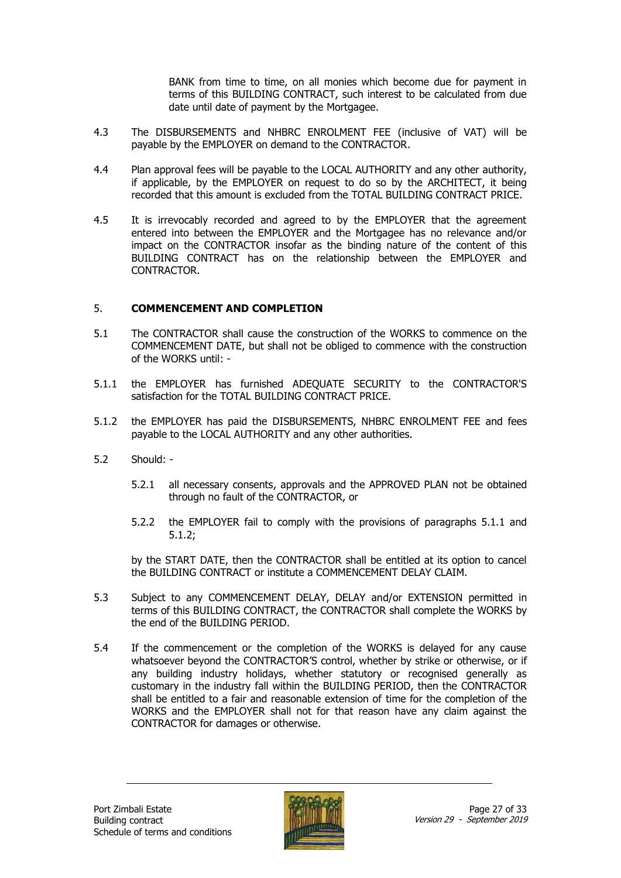BANK from time to time, on all monies which become due for payment in terms of this BUILDING CONTRACT, such interest to be calculated from due date until date of payment by the Mortgagee.

4.3 The DISBURSEMENTS and NHBRC ENROLMENT FEE (inclusive of VAT) will be payable by the EMPLOYER on demand to the CONTRACTOR.

4.4 Plan approval fees will be payable to the LOCAL AUTHORITY and any other authority, if applicable, by the EMPLOYER on request to do so by the ARCHITECT, it being recorded that this amount is excluded from the TOTAL BUILDING CONTRACT PRICE.

4.5 It is irrevocably recorded and agreed to by the EMPLOYER that the agreement entered into between the EMPLOYER and the Mortgagee has no relevance and/or impact on the CONTRACTOR insofar as the binding nature of the content of this BUILDING CONTRACT has on the relationship between the EMPLOYER and CONTRACTOR.

## 5. **COMMENCEMENT AND COMPLETION**

5.1 The CONTRACTOR shall cause the construction of the WORKS to commence on the COMMENCEMENT DATE, but shall not be obliged to commence with the construction of the WORKS until: -

5.1.1 the EMPLOYER has furnished ADEQUATE SECURITY to the CONTRACTOR'S satisfaction for the TOTAL BUILDING CONTRACT PRICE.

5.1.2 the EMPLOYER has paid the DISBURSEMENTS, NHBRC ENROLMENT FEE and fees payable to the LOCAL AUTHORITY and any other authorities.

5.2 Should: -

5.2.1 all necessary consents, approvals and the APPROVED PLAN not be obtained through no fault of the CONTRACTOR, or

5.2.2 the EMPLOYER fail to comply with the provisions of paragraphs 5.1.1 and 5.1.2;

by the START DATE, then the CONTRACTOR shall be entitled at its option to cancel the BUILDING CONTRACT or institute a COMMENCEMENT DELAY CLAIM.

5.3 Subject to any COMMENCEMENT DELAY, DELAY and/or EXTENSION permitted in terms of this BUILDING CONTRACT, the CONTRACTOR shall complete the WORKS by the end of the BUILDING PERIOD.

5.4 If the commencement or the completion of the WORKS is delayed for any cause whatsoever beyond the CONTRACTOR'S control, whether by strike or otherwise, or if any building industry holidays, whether statutory or recognised generally as customary in the industry fall within the BUILDING PERIOD, then the CONTRACTOR shall be entitled to a fair and reasonable extension of time for the completion of the WORKS and the EMPLOYER shall not for that reason have any claim against the CONTRACTOR for damages or otherwise.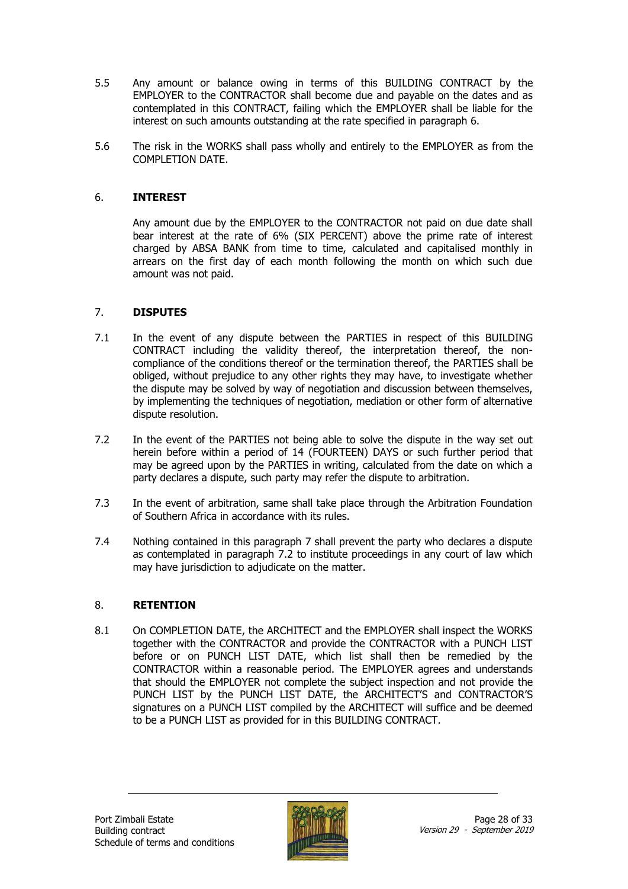5.5 Any amount or balance owing in terms of this BUILDING CONTRACT by the EMPLOYER to the CONTRACTOR shall become due and payable on the dates and as contemplated in this CONTRACT, failing which the EMPLOYER shall be liable for the interest on such amounts outstanding at the rate specified in paragraph 6.

5.6 The risk in the WORKS shall pass wholly and entirely to the EMPLOYER as from the COMPLETION DATE.

## 6. INTEREST

Any amount due by the EMPLOYER to the CONTRACTOR not paid on due date shall bear interest at the rate of 6% (SIX PERCENT) above the prime rate of interest charged by ABSA BANK from time to time, calculated and capitalised monthly in arrears on the first day of each month following the month on which such due amount was not paid.

## 7. DISPUTES

7.1 In the event of any dispute between the PARTIES in respect of this BUILDING CONTRACT including the validity thereof, the interpretation thereof, the non-compliance of the conditions thereof or the termination thereof, the PARTIES shall be obliged, without prejudice to any other rights they may have, to investigate whether the dispute may be solved by way of negotiation and discussion between themselves, by implementing the techniques of negotiation, mediation or other form of alternative dispute resolution.

7.2 In the event of the PARTIES not being able to solve the dispute in the way set out herein before within a period of 14 (FOURTEEN) DAYS or such further period that may be agreed upon by the PARTIES in writing, calculated from the date on which a party declares a dispute, such party may refer the dispute to arbitration.

7.3 In the event of arbitration, same shall take place through the Arbitration Foundation of Southern Africa in accordance with its rules.

7.4 Nothing contained in this paragraph 7 shall prevent the party who declares a dispute as contemplated in paragraph 7.2 to institute proceedings in any court of law which may have jurisdiction to adjudicate on the matter.

## 8. RETENTION

8.1 On COMPLETION DATE, the ARCHITECT and the EMPLOYER shall inspect the WORKS together with the CONTRACTOR and provide the CONTRACTOR with a PUNCH LIST before or on PUNCH LIST DATE, which list shall then be remedied by the CONTRACTOR within a reasonable period. The EMPLOYER agrees and understands that should the EMPLOYER not complete the subject inspection and not provide the PUNCH LIST by the PUNCH LIST DATE, the ARCHITECT'S and CONTRACTOR'S signatures on a PUNCH LIST compiled by the ARCHITECT will suffice and be deemed to be a PUNCH LIST as provided for in this BUILDING CONTRACT.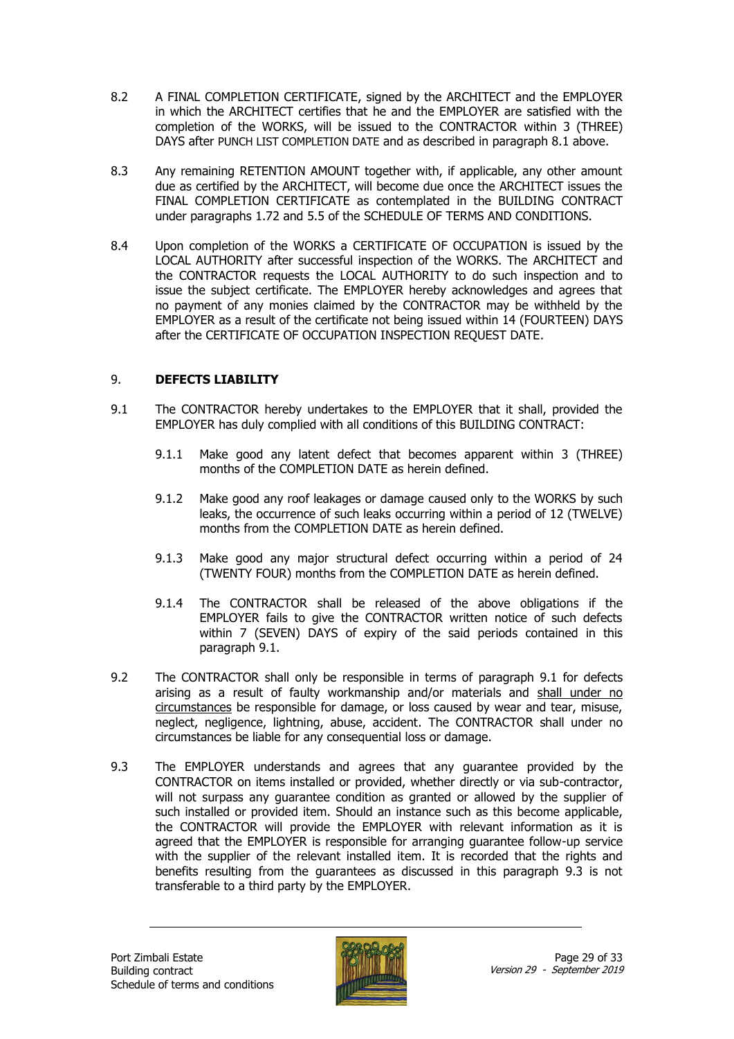8.2 A FINAL COMPLETION CERTIFICATE, signed by the ARCHITECT and the EMPLOYER in which the ARCHITECT certifies that he and the EMPLOYER are satisfied with the completion of the WORKS, will be issued to the CONTRACTOR within 3 (THREE) DAYS after PUNCH LIST COMPLETION DATE and as described in paragraph 8.1 above.

8.3 Any remaining RETENTION AMOUNT together with, if applicable, any other amount due as certified by the ARCHITECT, will become due once the ARCHITECT issues the FINAL COMPLETION CERTIFICATE as contemplated in the BUILDING CONTRACT under paragraphs 1.72 and 5.5 of the SCHEDULE OF TERMS AND CONDITIONS.

8.4 Upon completion of the WORKS a CERTIFICATE OF OCCUPATION is issued by the LOCAL AUTHORITY after successful inspection of the WORKS. The ARCHITECT and the CONTRACTOR requests the LOCAL AUTHORITY to do such inspection and to issue the subject certificate. The EMPLOYER hereby acknowledges and agrees that no payment of any monies claimed by the CONTRACTOR may be withheld by the EMPLOYER as a result of the certificate not being issued within 14 (FOURTEEN) DAYS after the CERTIFICATE OF OCCUPATION INSPECTION REQUEST DATE.

## 9. DEFECTS LIABILITY

9.1 The CONTRACTOR hereby undertakes to the EMPLOYER that it shall, provided the EMPLOYER has duly complied with all conditions of this BUILDING CONTRACT:

9.1.1 Make good any latent defect that becomes apparent within 3 (THREE) months of the COMPLETION DATE as herein defined.

9.1.2 Make good any roof leakages or damage caused only to the WORKS by such leaks, the occurrence of such leaks occurring within a period of 12 (TWELVE) months from the COMPLETION DATE as herein defined.

9.1.3 Make good any major structural defect occurring within a period of 24 (TWENTY FOUR) months from the COMPLETION DATE as herein defined.

9.1.4 The CONTRACTOR shall be released of the above obligations if the EMPLOYER fails to give the CONTRACTOR written notice of such defects within 7 (SEVEN) DAYS of expiry of the said periods contained in this paragraph 9.1.

9.2 The CONTRACTOR shall only be responsible in terms of paragraph 9.1 for defects arising as a result of faulty workmanship and/or materials and <u>shall under no circumstances</u> be responsible for damage, or loss caused by wear and tear, misuse, neglect, negligence, lightning, abuse, accident. The CONTRACTOR shall under no circumstances be liable for any consequential loss or damage.

9.3 The EMPLOYER understands and agrees that any guarantee provided by the CONTRACTOR on items installed or provided, whether directly or via sub-contractor, will not surpass any guarantee condition as granted or allowed by the supplier of such installed or provided item. Should an instance such as this become applicable, the CONTRACTOR will provide the EMPLOYER with relevant information as it is agreed that the EMPLOYER is responsible for arranging guarantee follow-up service with the supplier of the relevant installed item. It is recorded that the rights and benefits resulting from the guarantees as discussed in this paragraph 9.3 is not transferable to a third party by the EMPLOYER.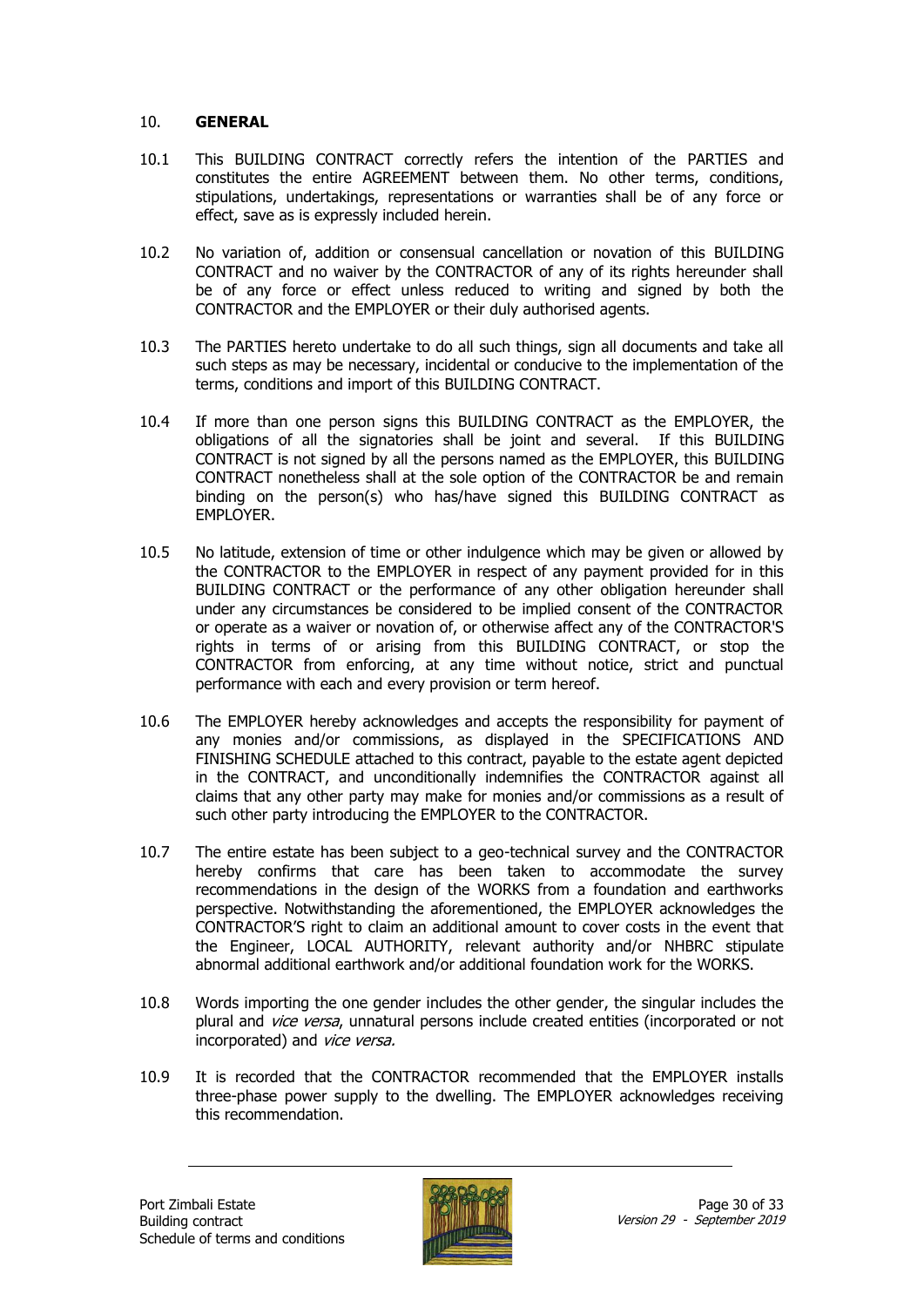## 10. **GENERAL**

10.1 This BUILDING CONTRACT correctly refers the intention of the PARTIES and constitutes the entire AGREEMENT between them. No other terms, conditions, stipulations, undertakings, representations or warranties shall be of any force or effect, save as is expressly included herein.

10.2 No variation of, addition or consensual cancellation or novation of this BUILDING CONTRACT and no waiver by the CONTRACTOR of any of its rights hereunder shall be of any force or effect unless reduced to writing and signed by both the CONTRACTOR and the EMPLOYER or their duly authorised agents.

10.3 The PARTIES hereto undertake to do all such things, sign all documents and take all such steps as may be necessary, incidental or conducive to the implementation of the terms, conditions and import of this BUILDING CONTRACT.

10.4 If more than one person signs this BUILDING CONTRACT as the EMPLOYER, the obligations of all the signatories shall be joint and several. If this BUILDING CONTRACT is not signed by all the persons named as the EMPLOYER, this BUILDING CONTRACT nonetheless shall at the sole option of the CONTRACTOR be and remain binding on the person(s) who has/have signed this BUILDING CONTRACT as EMPLOYER.

10.5 No latitude, extension of time or other indulgence which may be given or allowed by the CONTRACTOR to the EMPLOYER in respect of any payment provided for in this BUILDING CONTRACT or the performance of any other obligation hereunder shall under any circumstances be considered to be implied consent of the CONTRACTOR or operate as a waiver or novation of, or otherwise affect any of the CONTRACTOR'S rights in terms of or arising from this BUILDING CONTRACT, or stop the CONTRACTOR from enforcing, at any time without notice, strict and punctual performance with each and every provision or term hereof.

10.6 The EMPLOYER hereby acknowledges and accepts the responsibility for payment of any monies and/or commissions, as displayed in the SPECIFICATIONS AND FINISHING SCHEDULE attached to this contract, payable to the estate agent depicted in the CONTRACT, and unconditionally indemnifies the CONTRACTOR against all claims that any other party may make for monies and/or commissions as a result of such other party introducing the EMPLOYER to the CONTRACTOR.

10.7 The entire estate has been subject to a geo-technical survey and the CONTRACTOR hereby confirms that care has been taken to accommodate the survey recommendations in the design of the WORKS from a foundation and earthworks perspective. Notwithstanding the aforementioned, the EMPLOYER acknowledges the CONTRACTOR'S right to claim an additional amount to cover costs in the event that the Engineer, LOCAL AUTHORITY, relevant authority and/or NHBRC stipulate abnormal additional earthwork and/or additional foundation work for the WORKS.

10.8 Words importing the one gender includes the other gender, the singular includes the plural and *vice versa*, unnatural persons include created entities (incorporated or not incorporated) and *vice versa.*

10.9 It is recorded that the CONTRACTOR recommended that the EMPLOYER installs three-phase power supply to the dwelling. The EMPLOYER acknowledges receiving this recommendation.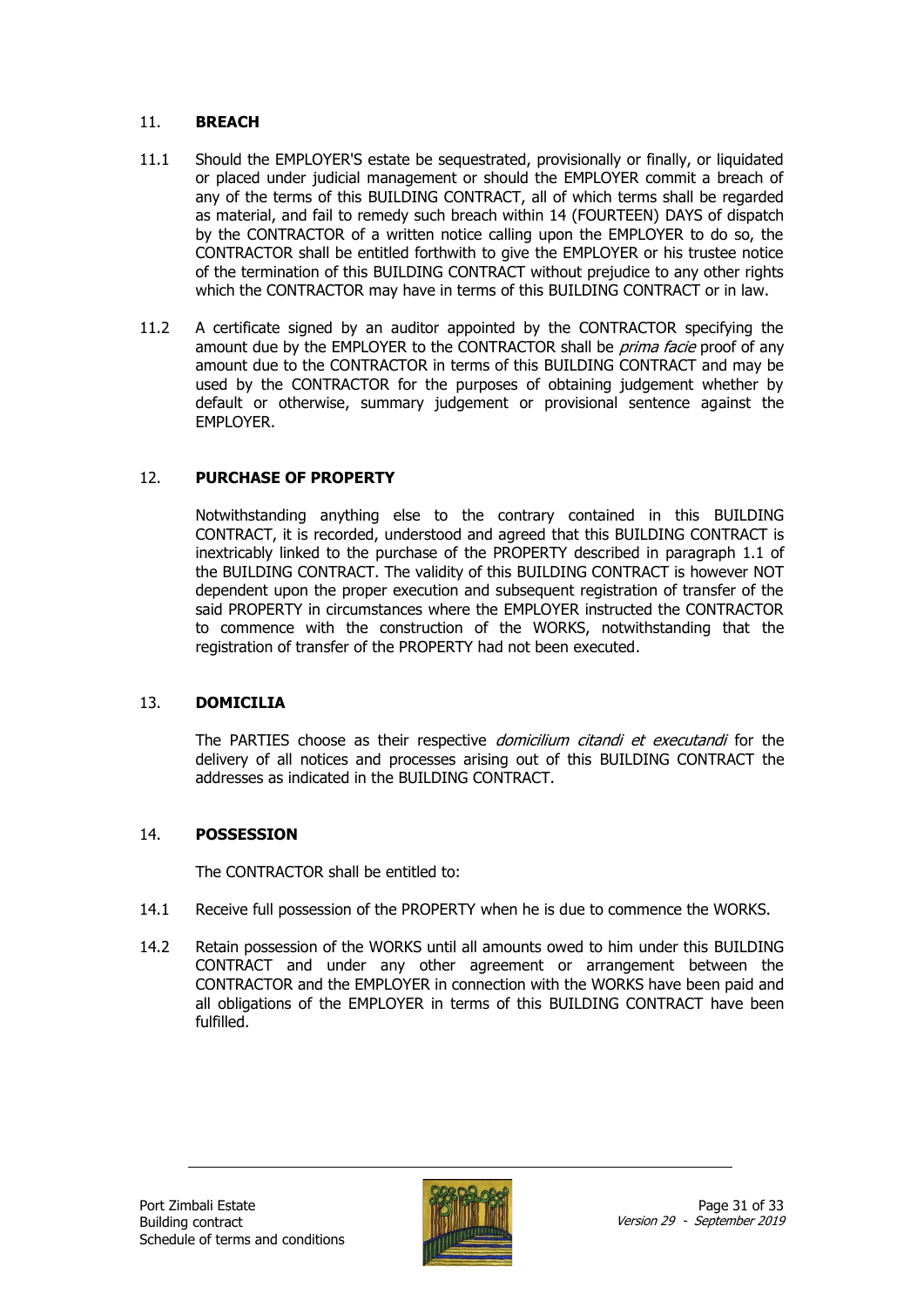## 11. BREACH

11.1 Should the EMPLOYER'S estate be sequestrated, provisionally or finally, or liquidated or placed under judicial management or should the EMPLOYER commit a breach of any of the terms of this BUILDING CONTRACT, all of which terms shall be regarded as material, and fail to remedy such breach within 14 (FOURTEEN) DAYS of dispatch by the CONTRACTOR of a written notice calling upon the EMPLOYER to do so, the CONTRACTOR shall be entitled forthwith to give the EMPLOYER or his trustee notice of the termination of this BUILDING CONTRACT without prejudice to any other rights which the CONTRACTOR may have in terms of this BUILDING CONTRACT or in law.

11.2 A certificate signed by an auditor appointed by the CONTRACTOR specifying the amount due by the EMPLOYER to the CONTRACTOR shall be *prima facie* proof of any amount due to the CONTRACTOR in terms of this BUILDING CONTRACT and may be used by the CONTRACTOR for the purposes of obtaining judgement whether by default or otherwise, summary judgement or provisional sentence against the EMPLOYER.

## 12. PURCHASE OF PROPERTY

Notwithstanding anything else to the contrary contained in this BUILDING CONTRACT, it is recorded, understood and agreed that this BUILDING CONTRACT is inextricably linked to the purchase of the PROPERTY described in paragraph 1.1 of the BUILDING CONTRACT. The validity of this BUILDING CONTRACT is however NOT dependent upon the proper execution and subsequent registration of transfer of the said PROPERTY in circumstances where the EMPLOYER instructed the CONTRACTOR to commence with the construction of the WORKS, notwithstanding that the registration of transfer of the PROPERTY had not been executed.

## 13. DOMICILIA

The PARTIES choose as their respective *domicilium citandi et executandi* for the delivery of all notices and processes arising out of this BUILDING CONTRACT the addresses as indicated in the BUILDING CONTRACT.

## 14. POSSESSION

The CONTRACTOR shall be entitled to:

14.1 Receive full possession of the PROPERTY when he is due to commence the WORKS.

14.2 Retain possession of the WORKS until all amounts owed to him under this BUILDING CONTRACT and under any other agreement or arrangement between the CONTRACTOR and the EMPLOYER in connection with the WORKS have been paid and all obligations of the EMPLOYER in terms of this BUILDING CONTRACT have been fulfilled.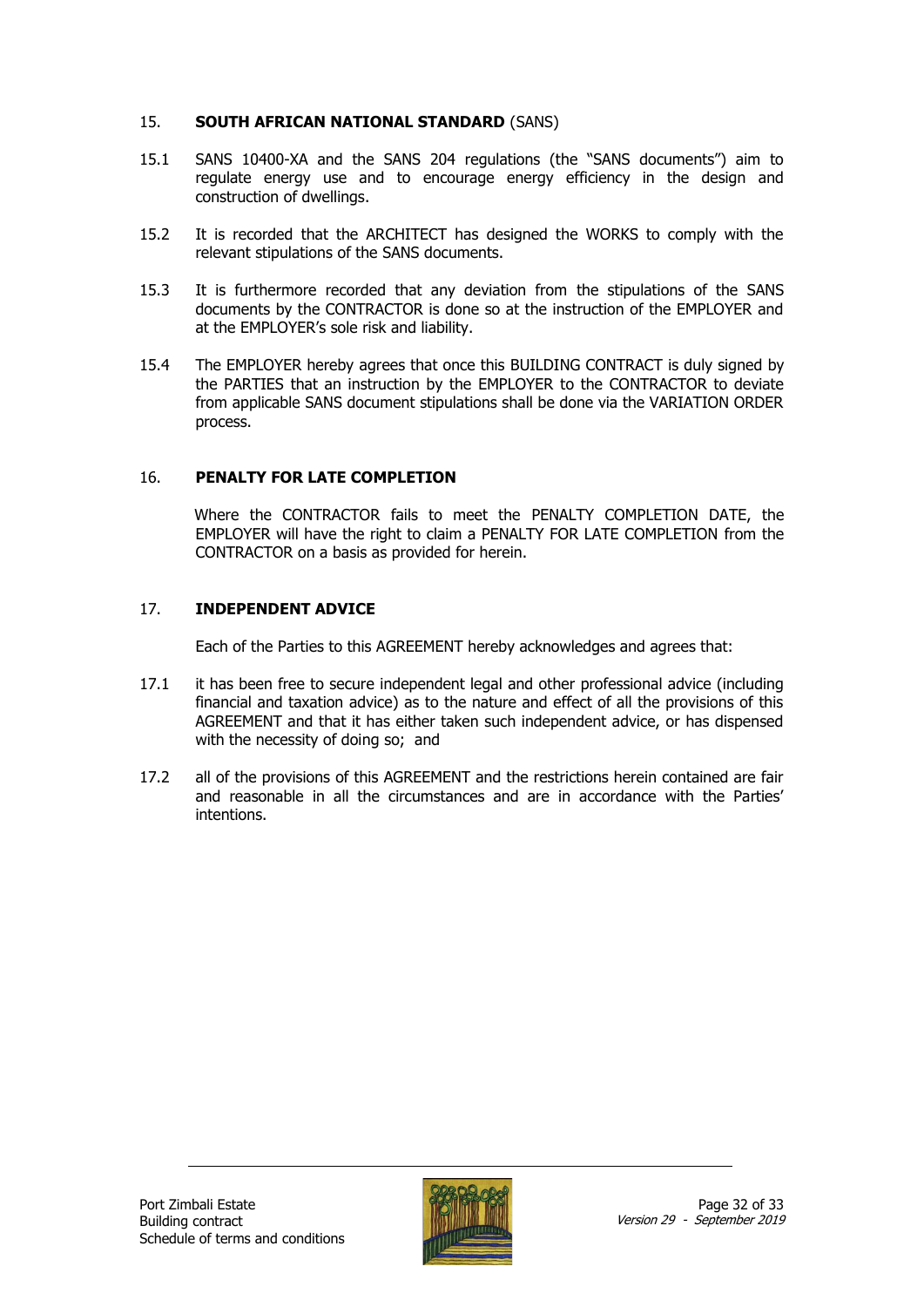## 15. **SOUTH AFRICAN NATIONAL STANDARD** (SANS)

15.1 SANS 10400-XA and the SANS 204 regulations (the "SANS documents") aim to regulate energy use and to encourage energy efficiency in the design and construction of dwellings.

15.2 It is recorded that the ARCHITECT has designed the WORKS to comply with the relevant stipulations of the SANS documents.

15.3 It is furthermore recorded that any deviation from the stipulations of the SANS documents by the CONTRACTOR is done so at the instruction of the EMPLOYER and at the EMPLOYER's sole risk and liability.

15.4 The EMPLOYER hereby agrees that once this BUILDING CONTRACT is duly signed by the PARTIES that an instruction by the EMPLOYER to the CONTRACTOR to deviate from applicable SANS document stipulations shall be done via the VARIATION ORDER process.

## 16. **PENALTY FOR LATE COMPLETION**

Where the CONTRACTOR fails to meet the PENALTY COMPLETION DATE, the EMPLOYER will have the right to claim a PENALTY FOR LATE COMPLETION from the CONTRACTOR on a basis as provided for herein.

## 17. **INDEPENDENT ADVICE**

Each of the Parties to this AGREEMENT hereby acknowledges and agrees that:

17.1 it has been free to secure independent legal and other professional advice (including financial and taxation advice) as to the nature and effect of all the provisions of this AGREEMENT and that it has either taken such independent advice, or has dispensed with the necessity of doing so; and

17.2 all of the provisions of this AGREEMENT and the restrictions herein contained are fair and reasonable in all the circumstances and are in accordance with the Parties' intentions.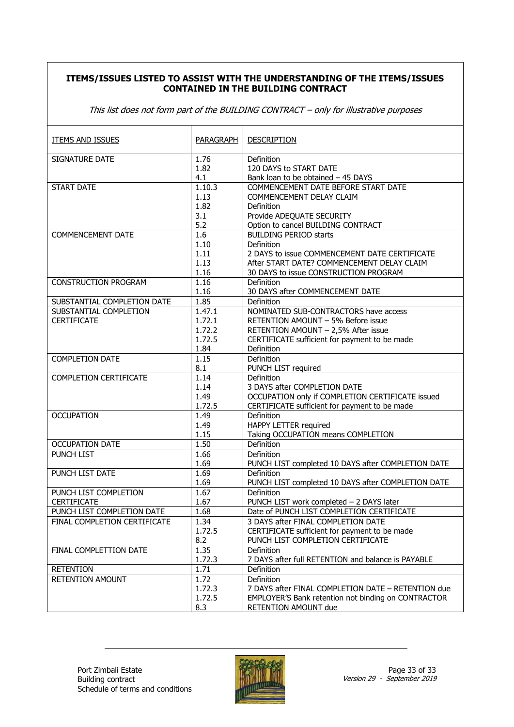**ITEMS/ISSUES LISTED TO ASSIST WITH THE UNDERSTANDING OF THE ITEMS/ISSUES CONTAINED IN THE BUILDING CONTRACT**

*This list does not form part of the BUILDING CONTRACT – only for illustrative purposes*

| ITEMS AND ISSUES | PARAGRAPH | DESCRIPTION |
|---|---|---|
| SIGNATURE DATE | 1.76<br>1.82<br>4.1 | Definition<br>120 DAYS to START DATE<br>Bank loan to be obtained – 45 DAYS |
| START DATE | 1.10.3<br>1.13<br>1.82<br>3.1<br>5.2 | COMMENCEMENT DATE BEFORE START DATE<br>COMMENCEMENT DELAY CLAIM<br>Definition<br>Provide ADEQUATE SECURITY<br>Option to cancel BUILDING CONTRACT |
| COMMENCEMENT DATE | 1.6<br>1.10<br>1.11<br>1.13<br>1.16 | BUILDING PERIOD starts<br>Definition<br>2 DAYS to issue COMMENCEMENT DATE CERTIFICATE<br>After START DATE? COMMENCEMENT DELAY CLAIM<br>30 DAYS to issue CONSTRUCTION PROGRAM |
| CONSTRUCTION PROGRAM | 1.16<br>1.16 | Definition<br>30 DAYS after COMMENCEMENT DATE |
| SUBSTANTIAL COMPLETION DATE | 1.85 | Definition |
| SUBSTANTIAL COMPLETION CERTIFICATE | 1.47.1<br>1.72.1<br>1.72.2<br>1.72.5<br>1.84 | NOMINATED SUB-CONTRACTORS have access<br>RETENTION AMOUNT – 5% Before issue<br>RETENTION AMOUNT – 2,5% After issue<br>CERTIFICATE sufficient for payment to be made<br>Definition |
| COMPLETION DATE | 1.15<br>8.1 | Definition<br>PUNCH LIST required |
| COMPLETION CERTIFICATE | 1.14<br>1.14<br>1.49<br>1.72.5 | Definition<br>3 DAYS after COMPLETION DATE<br>OCCUPATION only if COMPLETION CERTIFICATE issued<br>CERTIFICATE sufficient for payment to be made |
| OCCUPATION | 1.49<br>1.49<br>1.15 | Definition<br>HAPPY LETTER required<br>Taking OCCUPATION means COMPLETION |
| OCCUPATION DATE | 1.50 | Definition |
| PUNCH LIST | 1.66<br>1.69 | Definition<br>PUNCH LIST completed 10 DAYS after COMPLETION DATE |
| PUNCH LIST DATE | 1.69<br>1.69 | Definition<br>PUNCH LIST completed 10 DAYS after COMPLETION DATE |
| PUNCH LIST COMPLETION CERTIFICATE | 1.67<br>1.67 | Definition<br>PUNCH LIST work completed – 2 DAYS later |
| PUNCH LIST COMPLETION DATE | 1.68 | Date of PUNCH LIST COMPLETION CERTIFICATE |
| FINAL COMPLETION CERTIFICATE | 1.34<br>1.72.5<br>8.2 | 3 DAYS after FINAL COMPLETION DATE<br>CERTIFICATE sufficient for payment to be made<br>PUNCH LIST COMPLETION CERTIFICATE |
| FINAL COMPLETTION DATE | 1.35<br>1.72.3 | Definition<br>7 DAYS after full RETENTION and balance is PAYABLE |
| RETENTION | 1.71 | Definition |
| RETENTION AMOUNT | 1.72<br>1.72.3<br>1.72.5<br>8.3 | Definition<br>7 DAYS after FINAL COMPLETION DATE – RETENTION due<br>EMPLOYER'S Bank retention not binding on CONTRACTOR<br>RETENTION AMOUNT due |